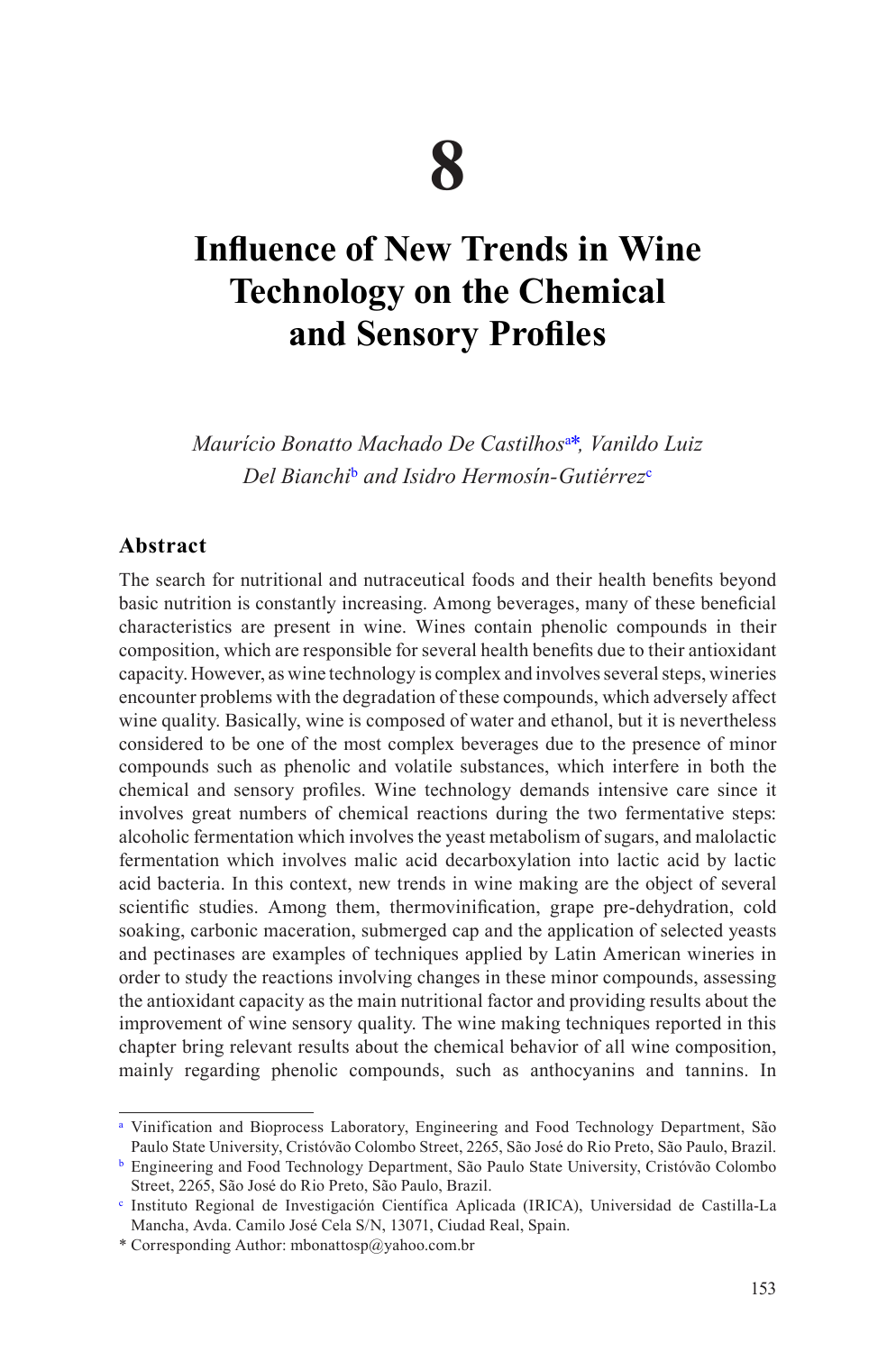# 8

# Influence of New Trends in Wine Technology on the Chemical and Sensory Profiles

*Maurício Bonatto Machado De Castilhos*[a*], *Vanildo Luiz Del Bianchi*[b] *and Isidro Hermosín-Gutiérrez*[c]

## Abstract

The search for nutritional and nutraceutical foods and their health benefits beyond basic nutrition is constantly increasing. Among beverages, many of these beneficial characteristics are present in wine. Wines contain phenolic compounds in their composition, which are responsible for several health benefits due to their antioxidant capacity. However, as wine technology is complex and involves several steps, wineries encounter problems with the degradation of these compounds, which adversely affect wine quality. Basically, wine is composed of water and ethanol, but it is nevertheless considered to be one of the most complex beverages due to the presence of minor compounds such as phenolic and volatile substances, which interfere in both the chemical and sensory profiles. Wine technology demands intensive care since it involves great numbers of chemical reactions during the two fermentative steps: alcoholic fermentation which involves the yeast metabolism of sugars, and malolactic fermentation which involves malic acid decarboxylation into lactic acid by lactic acid bacteria. In this context, new trends in wine making are the object of several scientific studies. Among them, thermovinification, grape pre-dehydration, cold soaking, carbonic maceration, submerged cap and the application of selected yeasts and pectinases are examples of techniques applied by Latin American wineries in order to study the reactions involving changes in these minor compounds, assessing the antioxidant capacity as the main nutritional factor and providing results about the improvement of wine sensory quality. The wine making techniques reported in this chapter bring relevant results about the chemical behavior of all wine composition, mainly regarding phenolic compounds, such as anthocyanins and tannins. In

---

[a] Vinification and Bioprocess Laboratory, Engineering and Food Technology Department, São Paulo State University, Cristóvão Colombo Street, 2265, São José do Rio Preto, São Paulo, Brazil.

[b] Engineering and Food Technology Department, São Paulo State University, Cristóvão Colombo Street, 2265, São José do Rio Preto, São Paulo, Brazil.

[c] Instituto Regional de Investigación Científica Aplicada (IRICA), Universidad de Castilla-La Mancha, Avda. Camilo José Cela S/N, 13071, Ciudad Real, Spain.

\* Corresponding Author: mbonattosp@yahoo.com.br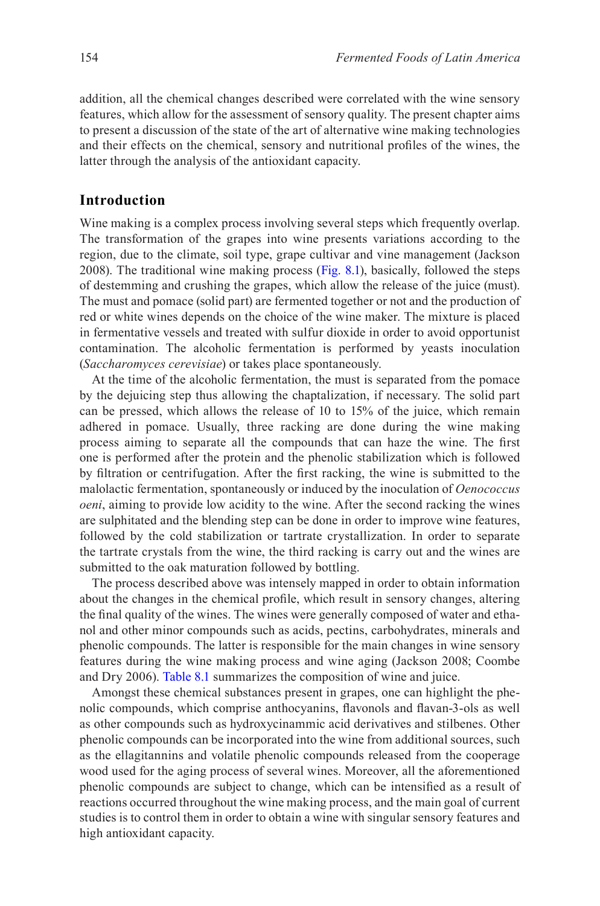addition, all the chemical changes described were correlated with the wine sensory features, which allow for the assessment of sensory quality. The present chapter aims to present a discussion of the state of the art of alternative wine making technologies and their effects on the chemical, sensory and nutritional profiles of the wines, the latter through the analysis of the antioxidant capacity.

## Introduction

Wine making is a complex process involving several steps which frequently overlap. The transformation of the grapes into wine presents variations according to the region, due to the climate, soil type, grape cultivar and vine management (Jackson 2008). The traditional wine making process (Fig. 8.1), basically, followed the steps of destemming and crushing the grapes, which allow the release of the juice (must). The must and pomace (solid part) are fermented together or not and the production of red or white wines depends on the choice of the wine maker. The mixture is placed in fermentative vessels and treated with sulfur dioxide in order to avoid opportunist contamination. The alcoholic fermentation is performed by yeasts inoculation (*Saccharomyces cerevisiae*) or takes place spontaneously.

At the time of the alcoholic fermentation, the must is separated from the pomace by the dejuicing step thus allowing the chaptalization, if necessary. The solid part can be pressed, which allows the release of 10 to 15% of the juice, which remain adhered in pomace. Usually, three racking are done during the wine making process aiming to separate all the compounds that can haze the wine. The first one is performed after the protein and the phenolic stabilization which is followed by filtration or centrifugation. After the first racking, the wine is submitted to the malolactic fermentation, spontaneously or induced by the inoculation of *Oenococcus oeni*, aiming to provide low acidity to the wine. After the second racking the wines are sulphitated and the blending step can be done in order to improve wine features, followed by the cold stabilization or tartrate crystallization. In order to separate the tartrate crystals from the wine, the third racking is carry out and the wines are submitted to the oak maturation followed by bottling.

The process described above was intensely mapped in order to obtain information about the changes in the chemical profile, which result in sensory changes, altering the final quality of the wines. The wines were generally composed of water and ethanol and other minor compounds such as acids, pectins, carbohydrates, minerals and phenolic compounds. The latter is responsible for the main changes in wine sensory features during the wine making process and wine aging (Jackson 2008; Coombe and Dry 2006). Table 8.1 summarizes the composition of wine and juice.

Amongst these chemical substances present in grapes, one can highlight the phenolic compounds, which comprise anthocyanins, flavonols and flavan-3-ols as well as other compounds such as hydroxycinammic acid derivatives and stilbenes. Other phenolic compounds can be incorporated into the wine from additional sources, such as the ellagitannins and volatile phenolic compounds released from the cooperage wood used for the aging process of several wines. Moreover, all the aforementioned phenolic compounds are subject to change, which can be intensified as a result of reactions occurred throughout the wine making process, and the main goal of current studies is to control them in order to obtain a wine with singular sensory features and high antioxidant capacity.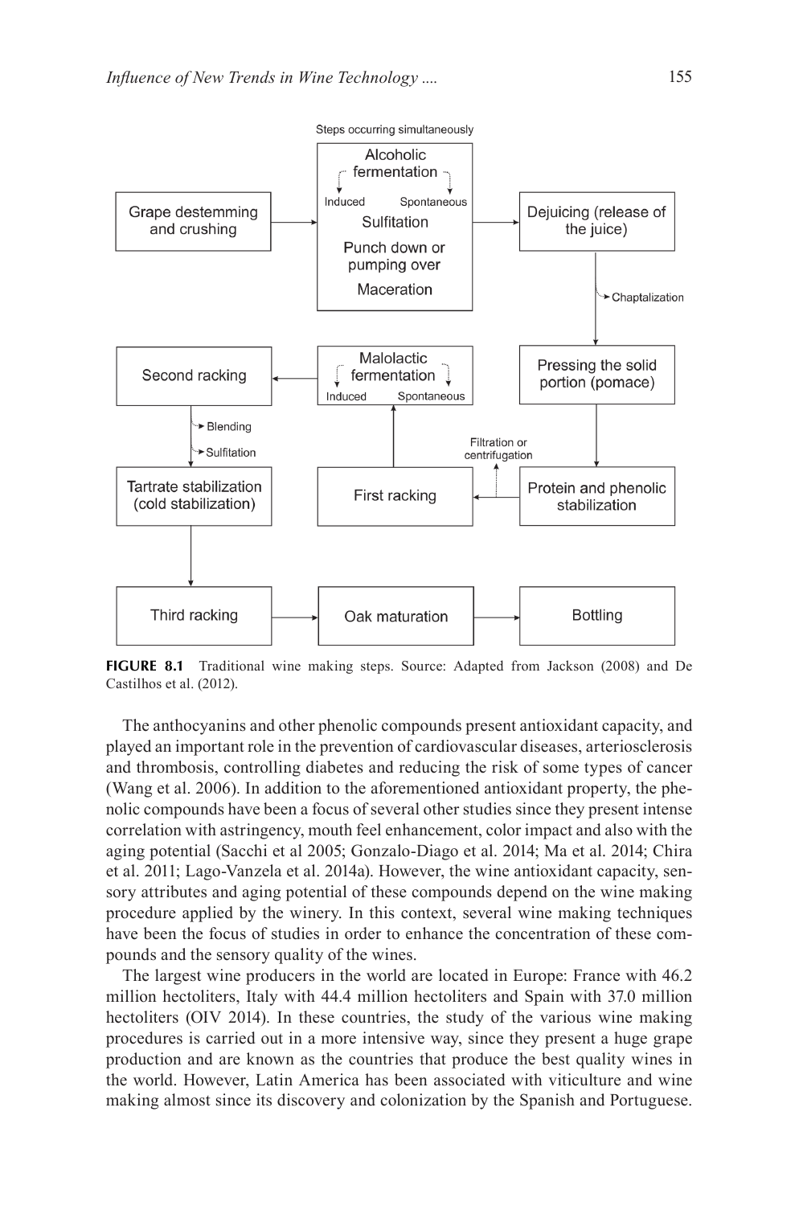**FIGURE 8.1** Traditional wine making steps. Source: Adapted from Jackson (2008) and De Castilhos et al. (2012).

The anthocyanins and other phenolic compounds present antioxidant capacity, and played an important role in the prevention of cardiovascular diseases, arteriosclerosis and thrombosis, controlling diabetes and reducing the risk of some types of cancer (Wang et al. 2006). In addition to the aforementioned antioxidant property, the phenolic compounds have been a focus of several other studies since they present intense correlation with astringency, mouth feel enhancement, color impact and also with the aging potential (Sacchi et al 2005; Gonzalo-Diago et al. 2014; Ma et al. 2014; Chira et al. 2011; Lago-Vanzela et al. 2014a). However, the wine antioxidant capacity, sensory attributes and aging potential of these compounds depend on the wine making procedure applied by the winery. In this context, several wine making techniques have been the focus of studies in order to enhance the concentration of these compounds and the sensory quality of the wines.

The largest wine producers in the world are located in Europe: France with 46.2 million hectoliters, Italy with 44.4 million hectoliters and Spain with 37.0 million hectoliters (OIV 2014). In these countries, the study of the various wine making procedures is carried out in a more intensive way, since they present a huge grape production and are known as the countries that produce the best quality wines in the world. However, Latin America has been associated with viticulture and wine making almost since its discovery and colonization by the Spanish and Portuguese.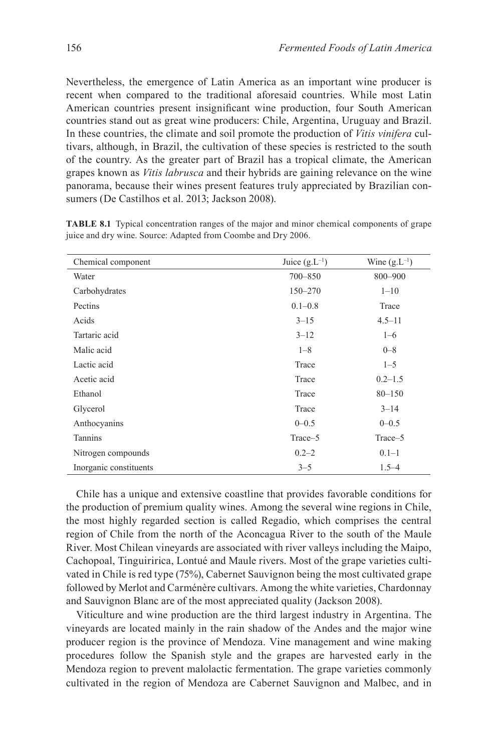Nevertheless, the emergence of Latin America as an important wine producer is recent when compared to the traditional aforesaid countries. While most Latin American countries present insignificant wine production, four South American countries stand out as great wine producers: Chile, Argentina, Uruguay and Brazil. In these countries, the climate and soil promote the production of *Vitis vinifera* cultivars, although, in Brazil, the cultivation of these species is restricted to the south of the country. As the greater part of Brazil has a tropical climate, the American grapes known as *Vitis labrusca* and their hybrids are gaining relevance on the wine panorama, because their wines present features truly appreciated by Brazilian consumers (De Castilhos et al. 2013; Jackson 2008).

**TABLE 8.1** Typical concentration ranges of the major and minor chemical components of grape juice and dry wine. Source: Adapted from Coombe and Dry 2006.

| Chemical component | Juice ($g.L^{-1}$) | Wine ($g.L^{-1}$) |
|---|---|---|
| Water | 700–850 | 800–900 |
| Carbohydrates | 150–270 | 1–10 |
| Pectins | 0.1–0.8 | Trace |
| Acids | 3–15 | 4.5–11 |
| Tartaric acid | 3–12 | 1–6 |
| Malic acid | 1–8 | 0–8 |
| Lactic acid | Trace | 1–5 |
| Acetic acid | Trace | 0.2–1.5 |
| Ethanol | Trace | 80–150 |
| Glycerol | Trace | 3–14 |
| Anthocyanins | 0–0.5 | 0–0.5 |
| Tannins | Trace–5 | Trace–5 |
| Nitrogen compounds | 0.2–2 | 0.1–1 |
| Inorganic constituents | 3–5 | 1.5–4 |

Chile has a unique and extensive coastline that provides favorable conditions for the production of premium quality wines. Among the several wine regions in Chile, the most highly regarded section is called Regadio, which comprises the central region of Chile from the north of the Aconcagua River to the south of the Maule River. Most Chilean vineyards are associated with river valleys including the Maipo, Cachopoal, Tinguiririca, Lontué and Maule rivers. Most of the grape varieties cultivated in Chile is red type (75%), Cabernet Sauvignon being the most cultivated grape followed by Merlot and Carménère cultivars. Among the white varieties, Chardonnay and Sauvignon Blanc are of the most appreciated quality (Jackson 2008).

Viticulture and wine production are the third largest industry in Argentina. The vineyards are located mainly in the rain shadow of the Andes and the major wine producer region is the province of Mendoza. Vine management and wine making procedures follow the Spanish style and the grapes are harvested early in the Mendoza region to prevent malolactic fermentation. The grape varieties commonly cultivated in the region of Mendoza are Cabernet Sauvignon and Malbec, and in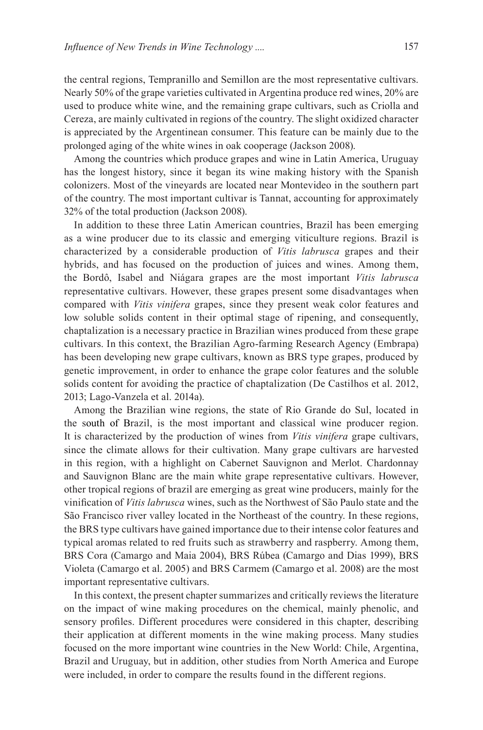the central regions, Tempranillo and Semillon are the most representative cultivars. Nearly 50% of the grape varieties cultivated in Argentina produce red wines, 20% are used to produce white wine, and the remaining grape cultivars, such as Criolla and Cereza, are mainly cultivated in regions of the country. The slight oxidized character is appreciated by the Argentinean consumer. This feature can be mainly due to the prolonged aging of the white wines in oak cooperage (Jackson 2008).

Among the countries which produce grapes and wine in Latin America, Uruguay has the longest history, since it began its wine making history with the Spanish colonizers. Most of the vineyards are located near Montevideo in the southern part of the country. The most important cultivar is Tannat, accounting for approximately 32% of the total production (Jackson 2008).

In addition to these three Latin American countries, Brazil has been emerging as a wine producer due to its classic and emerging viticulture regions. Brazil is characterized by a considerable production of *Vitis labrusca* grapes and their hybrids, and has focused on the production of juices and wines. Among them, the Bordô, Isabel and Niágara grapes are the most important *Vitis labrusca* representative cultivars. However, these grapes present some disadvantages when compared with *Vitis vinifera* grapes, since they present weak color features and low soluble solids content in their optimal stage of ripening, and consequently, chaptalization is a necessary practice in Brazilian wines produced from these grape cultivars. In this context, the Brazilian Agro-farming Research Agency (Embrapa) has been developing new grape cultivars, known as BRS type grapes, produced by genetic improvement, in order to enhance the grape color features and the soluble solids content for avoiding the practice of chaptalization (De Castilhos et al. 2012, 2013; Lago-Vanzela et al. 2014a).

Among the Brazilian wine regions, the state of Rio Grande do Sul, located in the south of Brazil, is the most important and classical wine producer region. It is characterized by the production of wines from *Vitis vinifera* grape cultivars, since the climate allows for their cultivation. Many grape cultivars are harvested in this region, with a highlight on Cabernet Sauvignon and Merlot. Chardonnay and Sauvignon Blanc are the main white grape representative cultivars. However, other tropical regions of brazil are emerging as great wine producers, mainly for the vinification of *Vitis labrusca* wines, such as the Northwest of São Paulo state and the São Francisco river valley located in the Northeast of the country. In these regions, the BRS type cultivars have gained importance due to their intense color features and typical aromas related to red fruits such as strawberry and raspberry. Among them, BRS Cora (Camargo and Maia 2004), BRS Rúbea (Camargo and Dias 1999), BRS Violeta (Camargo et al. 2005) and BRS Carmem (Camargo et al. 2008) are the most important representative cultivars.

In this context, the present chapter summarizes and critically reviews the literature on the impact of wine making procedures on the chemical, mainly phenolic, and sensory profiles. Different procedures were considered in this chapter, describing their application at different moments in the wine making process. Many studies focused on the more important wine countries in the New World: Chile, Argentina, Brazil and Uruguay, but in addition, other studies from North America and Europe were included, in order to compare the results found in the different regions.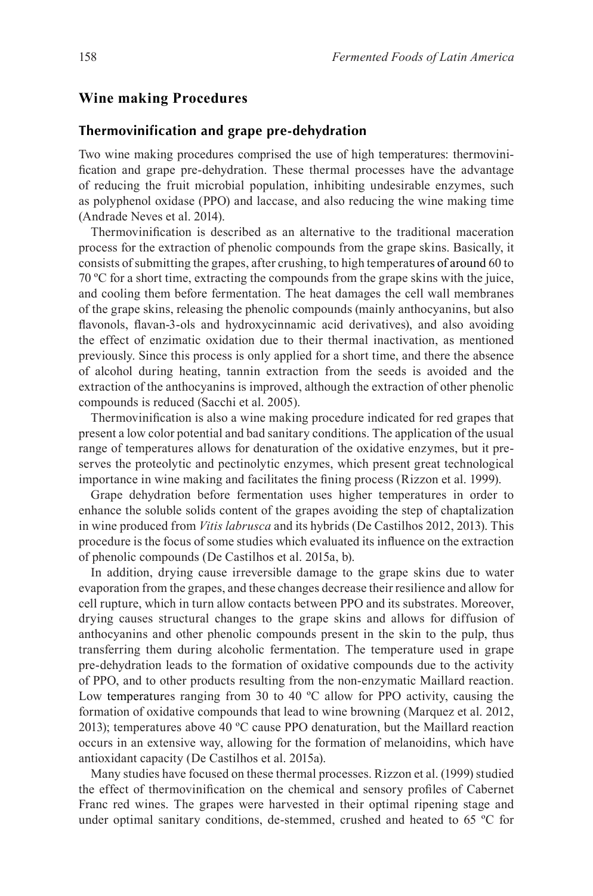## Wine making Procedures

### Thermovinification and grape pre-dehydration

Two wine making procedures comprised the use of high temperatures: thermovinification and grape pre-dehydration. These thermal processes have the advantage of reducing the fruit microbial population, inhibiting undesirable enzymes, such as polyphenol oxidase (PPO) and laccase, and also reducing the wine making time (Andrade Neves et al. 2014).

Thermovinification is described as an alternative to the traditional maceration process for the extraction of phenolic compounds from the grape skins. Basically, it consists of submitting the grapes, after crushing, to high temperatures of around 60 to 70 ºC for a short time, extracting the compounds from the grape skins with the juice, and cooling them before fermentation. The heat damages the cell wall membranes of the grape skins, releasing the phenolic compounds (mainly anthocyanins, but also flavonols, flavan-3-ols and hydroxycinnamic acid derivatives), and also avoiding the effect of enzimatic oxidation due to their thermal inactivation, as mentioned previously. Since this process is only applied for a short time, and there the absence of alcohol during heating, tannin extraction from the seeds is avoided and the extraction of the anthocyanins is improved, although the extraction of other phenolic compounds is reduced (Sacchi et al. 2005).

Thermovinification is also a wine making procedure indicated for red grapes that present a low color potential and bad sanitary conditions. The application of the usual range of temperatures allows for denaturation of the oxidative enzymes, but it preserves the proteolytic and pectinolytic enzymes, which present great technological importance in wine making and facilitates the fining process (Rizzon et al. 1999).

Grape dehydration before fermentation uses higher temperatures in order to enhance the soluble solids content of the grapes avoiding the step of chaptalization in wine produced from *Vitis labrusca* and its hybrids (De Castilhos 2012, 2013). This procedure is the focus of some studies which evaluated its influence on the extraction of phenolic compounds (De Castilhos et al. 2015a, b).

In addition, drying cause irreversible damage to the grape skins due to water evaporation from the grapes, and these changes decrease their resilience and allow for cell rupture, which in turn allow contacts between PPO and its substrates. Moreover, drying causes structural changes to the grape skins and allows for diffusion of anthocyanins and other phenolic compounds present in the skin to the pulp, thus transferring them during alcoholic fermentation. The temperature used in grape pre-dehydration leads to the formation of oxidative compounds due to the activity of PPO, and to other products resulting from the non-enzymatic Maillard reaction. Low temperatures ranging from 30 to 40 ºC allow for PPO activity, causing the formation of oxidative compounds that lead to wine browning (Marquez et al. 2012, 2013); temperatures above 40 ºC cause PPO denaturation, but the Maillard reaction occurs in an extensive way, allowing for the formation of melanoidins, which have antioxidant capacity (De Castilhos et al. 2015a).

Many studies have focused on these thermal processes. Rizzon et al. (1999) studied the effect of thermovinification on the chemical and sensory profiles of Cabernet Franc red wines. The grapes were harvested in their optimal ripening stage and under optimal sanitary conditions, de-stemmed, crushed and heated to 65 ºC for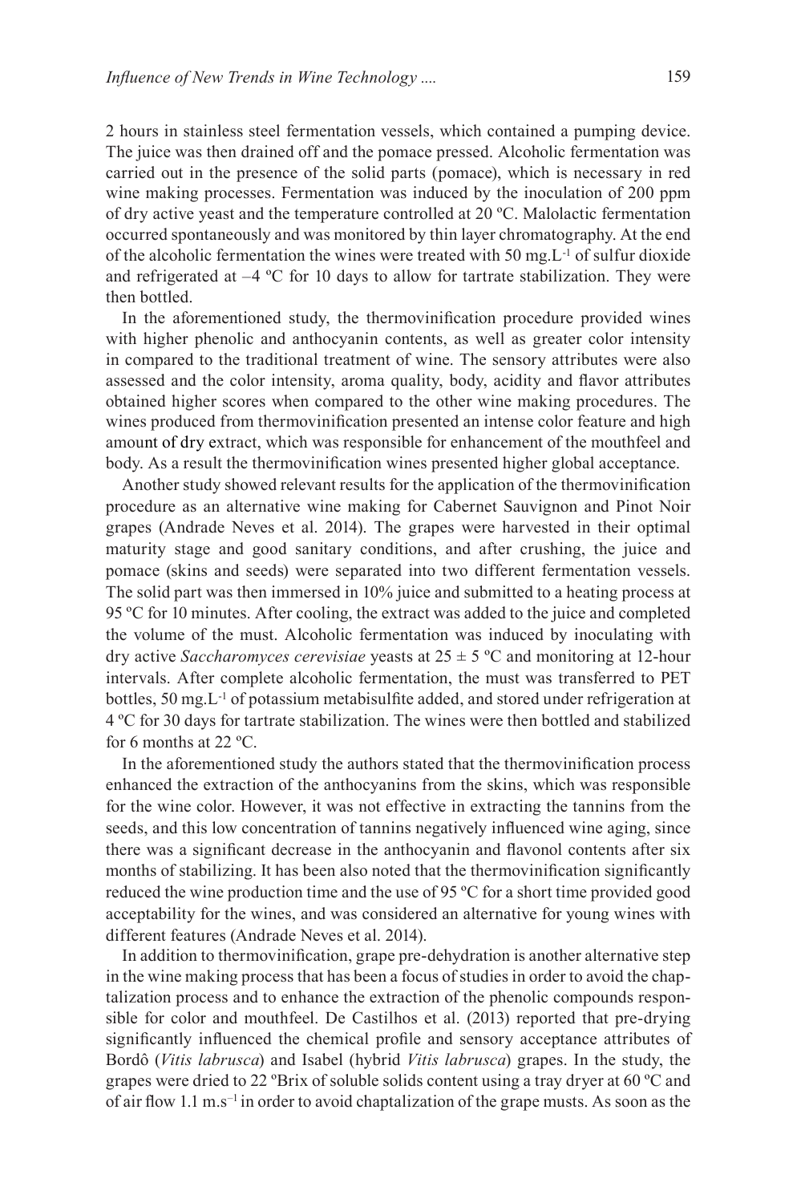2 hours in stainless steel fermentation vessels, which contained a pumping device. The juice was then drained off and the pomace pressed. Alcoholic fermentation was carried out in the presence of the solid parts (pomace), which is necessary in red wine making processes. Fermentation was induced by the inoculation of 200 ppm of dry active yeast and the temperature controlled at 20 ºC. Malolactic fermentation occurred spontaneously and was monitored by thin layer chromatography. At the end of the alcoholic fermentation the wines were treated with 50 $mg.L^{-1}$ of sulfur dioxide and refrigerated at –4 ºC for 10 days to allow for tartrate stabilization. They were then bottled.

In the aforementioned study, the thermovinification procedure provided wines with higher phenolic and anthocyanin contents, as well as greater color intensity in compared to the traditional treatment of wine. The sensory attributes were also assessed and the color intensity, aroma quality, body, acidity and flavor attributes obtained higher scores when compared to the other wine making procedures. The wines produced from thermovinification presented an intense color feature and high amount of dry extract, which was responsible for enhancement of the mouthfeel and body. As a result the thermovinification wines presented higher global acceptance.

Another study showed relevant results for the application of the thermovinification procedure as an alternative wine making for Cabernet Sauvignon and Pinot Noir grapes (Andrade Neves et al. 2014). The grapes were harvested in their optimal maturity stage and good sanitary conditions, and after crushing, the juice and pomace (skins and seeds) were separated into two different fermentation vessels. The solid part was then immersed in 10% juice and submitted to a heating process at 95 ºC for 10 minutes. After cooling, the extract was added to the juice and completed the volume of the must. Alcoholic fermentation was induced by inoculating with dry active *Saccharomyces cerevisiae* yeasts at 25 ± 5 ºC and monitoring at 12-hour intervals. After complete alcoholic fermentation, the must was transferred to PET bottles, 50 $mg.L^{-1}$ of potassium metabisulfite added, and stored under refrigeration at 4 ºC for 30 days for tartrate stabilization. The wines were then bottled and stabilized for 6 months at 22 ºC.

In the aforementioned study the authors stated that the thermovinification process enhanced the extraction of the anthocyanins from the skins, which was responsible for the wine color. However, it was not effective in extracting the tannins from the seeds, and this low concentration of tannins negatively influenced wine aging, since there was a significant decrease in the anthocyanin and flavonol contents after six months of stabilizing. It has been also noted that the thermovinification significantly reduced the wine production time and the use of 95 ºC for a short time provided good acceptability for the wines, and was considered an alternative for young wines with different features (Andrade Neves et al. 2014).

In addition to thermovinification, grape pre-dehydration is another alternative step in the wine making process that has been a focus of studies in order to avoid the chaptalization process and to enhance the extraction of the phenolic compounds responsible for color and mouthfeel. De Castilhos et al. (2013) reported that pre-drying significantly influenced the chemical profile and sensory acceptance attributes of Bordô (*Vitis labrusca*) and Isabel (hybrid *Vitis labrusca*) grapes. In the study, the grapes were dried to 22 ºBrix of soluble solids content using a tray dryer at 60 ºC and of air flow 1.1 $m.s^{-1}$ in order to avoid chaptalization of the grape musts. As soon as the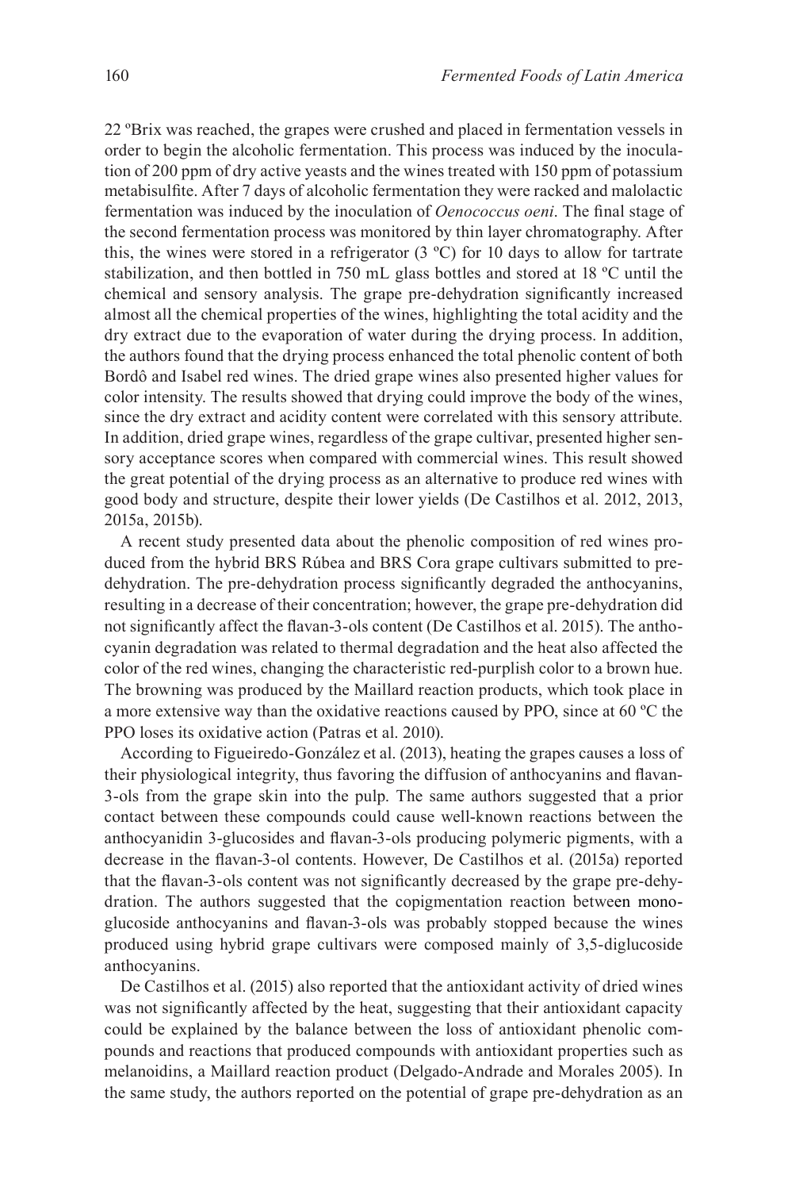22 ºBrix was reached, the grapes were crushed and placed in fermentation vessels in order to begin the alcoholic fermentation. This process was induced by the inoculation of 200 ppm of dry active yeasts and the wines treated with 150 ppm of potassium metabisulfite. After 7 days of alcoholic fermentation they were racked and malolactic fermentation was induced by the inoculation of *Oenococcus oeni*. The final stage of the second fermentation process was monitored by thin layer chromatography. After this, the wines were stored in a refrigerator (3 ºC) for 10 days to allow for tartrate stabilization, and then bottled in 750 mL glass bottles and stored at 18 ºC until the chemical and sensory analysis. The grape pre-dehydration significantly increased almost all the chemical properties of the wines, highlighting the total acidity and the dry extract due to the evaporation of water during the drying process. In addition, the authors found that the drying process enhanced the total phenolic content of both Bordô and Isabel red wines. The dried grape wines also presented higher values for color intensity. The results showed that drying could improve the body of the wines, since the dry extract and acidity content were correlated with this sensory attribute. In addition, dried grape wines, regardless of the grape cultivar, presented higher sensory acceptance scores when compared with commercial wines. This result showed the great potential of the drying process as an alternative to produce red wines with good body and structure, despite their lower yields (De Castilhos et al. 2012, 2013, 2015a, 2015b).

A recent study presented data about the phenolic composition of red wines produced from the hybrid BRS Rúbea and BRS Cora grape cultivars submitted to pre-dehydration. The pre-dehydration process significantly degraded the anthocyanins, resulting in a decrease of their concentration; however, the grape pre-dehydration did not significantly affect the flavan-3-ols content (De Castilhos et al. 2015). The anthocyanin degradation was related to thermal degradation and the heat also affected the color of the red wines, changing the characteristic red-purplish color to a brown hue. The browning was produced by the Maillard reaction products, which took place in a more extensive way than the oxidative reactions caused by PPO, since at 60 ºC the PPO loses its oxidative action (Patras et al. 2010).

According to Figueiredo-González et al. (2013), heating the grapes causes a loss of their physiological integrity, thus favoring the diffusion of anthocyanins and flavan-3-ols from the grape skin into the pulp. The same authors suggested that a prior contact between these compounds could cause well-known reactions between the anthocyanidin 3-glucosides and flavan-3-ols producing polymeric pigments, with a decrease in the flavan-3-ol contents. However, De Castilhos et al. (2015a) reported that the flavan-3-ols content was not significantly decreased by the grape pre-dehydration. The authors suggested that the copigmentation reaction between monoglucoside anthocyanins and flavan-3-ols was probably stopped because the wines produced using hybrid grape cultivars were composed mainly of 3,5-diglucoside anthocyanins.

De Castilhos et al. (2015) also reported that the antioxidant activity of dried wines was not significantly affected by the heat, suggesting that their antioxidant capacity could be explained by the balance between the loss of antioxidant phenolic compounds and reactions that produced compounds with antioxidant properties such as melanoidins, a Maillard reaction product (Delgado-Andrade and Morales 2005). In the same study, the authors reported on the potential of grape pre-dehydration as an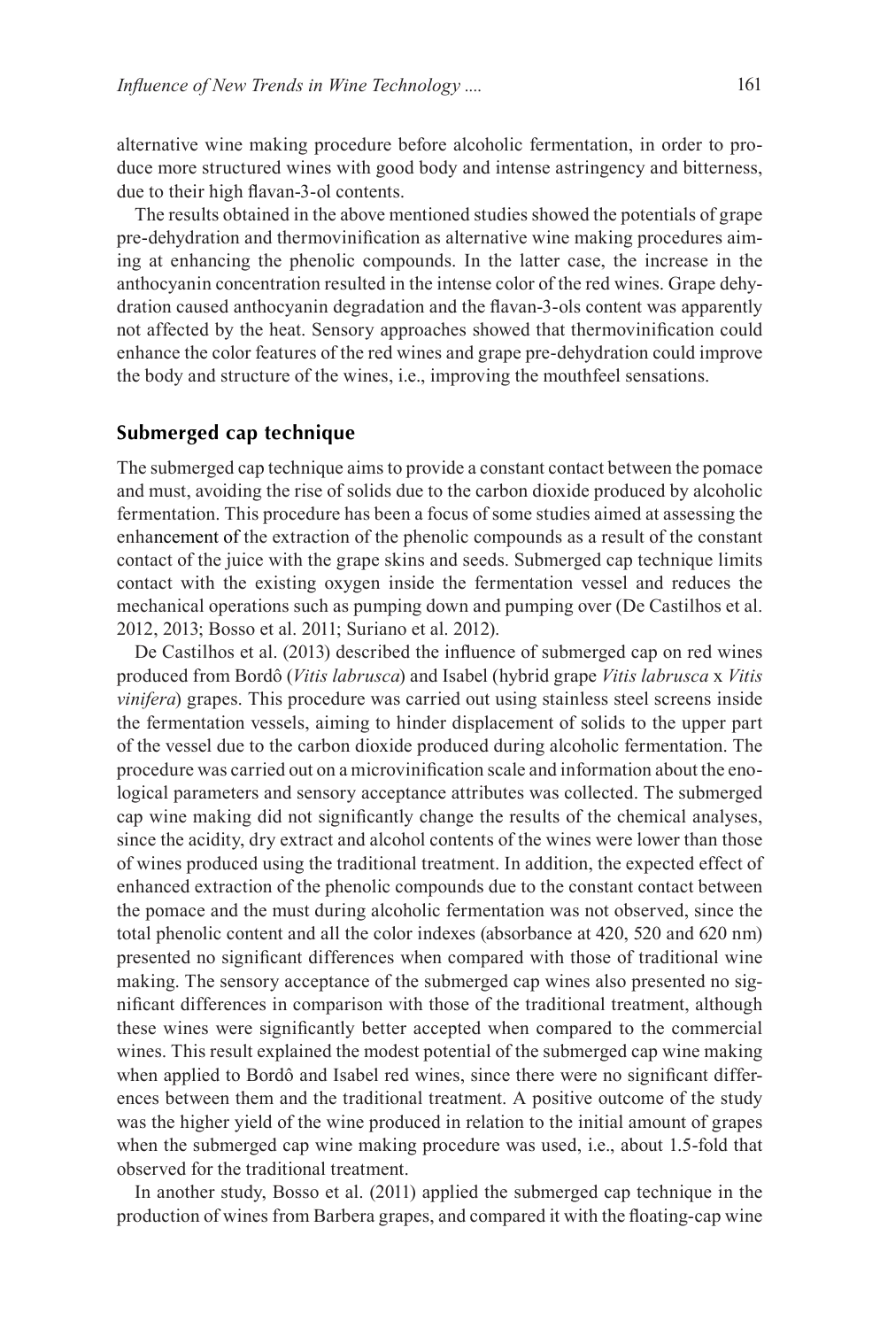alternative wine making procedure before alcoholic fermentation, in order to produce more structured wines with good body and intense astringency and bitterness, due to their high flavan-3-ol contents.

The results obtained in the above mentioned studies showed the potentials of grape pre-dehydration and thermovinification as alternative wine making procedures aiming at enhancing the phenolic compounds. In the latter case, the increase in the anthocyanin concentration resulted in the intense color of the red wines. Grape dehydration caused anthocyanin degradation and the flavan-3-ols content was apparently not affected by the heat. Sensory approaches showed that thermovinification could enhance the color features of the red wines and grape pre-dehydration could improve the body and structure of the wines, i.e., improving the mouthfeel sensations.

## Submerged cap technique

The submerged cap technique aims to provide a constant contact between the pomace and must, avoiding the rise of solids due to the carbon dioxide produced by alcoholic fermentation. This procedure has been a focus of some studies aimed at assessing the enhancement of the extraction of the phenolic compounds as a result of the constant contact of the juice with the grape skins and seeds. Submerged cap technique limits contact with the existing oxygen inside the fermentation vessel and reduces the mechanical operations such as pumping down and pumping over (De Castilhos et al. 2012, 2013; Bosso et al. 2011; Suriano et al. 2012).

De Castilhos et al. (2013) described the influence of submerged cap on red wines produced from Bordô (*Vitis labrusca*) and Isabel (hybrid grape *Vitis labrusca* x *Vitis vinifera*) grapes. This procedure was carried out using stainless steel screens inside the fermentation vessels, aiming to hinder displacement of solids to the upper part of the vessel due to the carbon dioxide produced during alcoholic fermentation. The procedure was carried out on a microvinification scale and information about the enological parameters and sensory acceptance attributes was collected. The submerged cap wine making did not significantly change the results of the chemical analyses, since the acidity, dry extract and alcohol contents of the wines were lower than those of wines produced using the traditional treatment. In addition, the expected effect of enhanced extraction of the phenolic compounds due to the constant contact between the pomace and the must during alcoholic fermentation was not observed, since the total phenolic content and all the color indexes (absorbance at 420, 520 and 620 nm) presented no significant differences when compared with those of traditional wine making. The sensory acceptance of the submerged cap wines also presented no significant differences in comparison with those of the traditional treatment, although these wines were significantly better accepted when compared to the commercial wines. This result explained the modest potential of the submerged cap wine making when applied to Bordô and Isabel red wines, since there were no significant differences between them and the traditional treatment. A positive outcome of the study was the higher yield of the wine produced in relation to the initial amount of grapes when the submerged cap wine making procedure was used, i.e., about 1.5-fold that observed for the traditional treatment.

In another study, Bosso et al. (2011) applied the submerged cap technique in the production of wines from Barbera grapes, and compared it with the floating-cap wine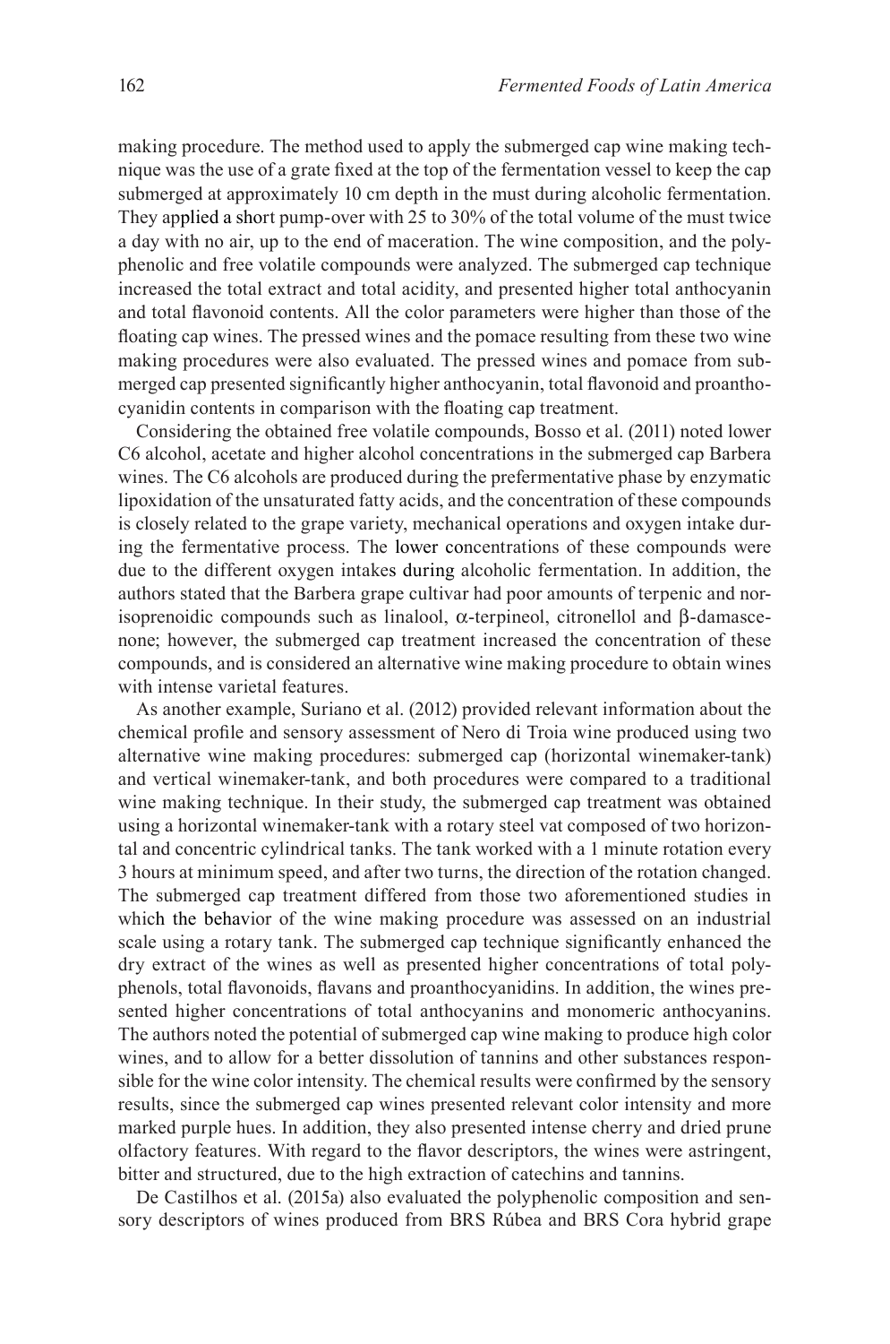making procedure. The method used to apply the submerged cap wine making technique was the use of a grate fixed at the top of the fermentation vessel to keep the cap submerged at approximately 10 cm depth in the must during alcoholic fermentation. They applied a short pump-over with 25 to 30% of the total volume of the must twice a day with no air, up to the end of maceration. The wine composition, and the polyphenolic and free volatile compounds were analyzed. The submerged cap technique increased the total extract and total acidity, and presented higher total anthocyanin and total flavonoid contents. All the color parameters were higher than those of the floating cap wines. The pressed wines and the pomace resulting from these two wine making procedures were also evaluated. The pressed wines and pomace from submerged cap presented significantly higher anthocyanin, total flavonoid and proanthocyanidin contents in comparison with the floating cap treatment.

Considering the obtained free volatile compounds, Bosso et al. (2011) noted lower C6 alcohol, acetate and higher alcohol concentrations in the submerged cap Barbera wines. The C6 alcohols are produced during the prefermentative phase by enzymatic lipoxidation of the unsaturated fatty acids, and the concentration of these compounds is closely related to the grape variety, mechanical operations and oxygen intake during the fermentative process. The lower concentrations of these compounds were due to the different oxygen intakes during alcoholic fermentation. In addition, the authors stated that the Barbera grape cultivar had poor amounts of terpenic and norisoprenoidic compounds such as linalool, α-terpineol, citronellol and β-damascenone; however, the submerged cap treatment increased the concentration of these compounds, and is considered an alternative wine making procedure to obtain wines with intense varietal features.

As another example, Suriano et al. (2012) provided relevant information about the chemical profile and sensory assessment of Nero di Troia wine produced using two alternative wine making procedures: submerged cap (horizontal winemaker-tank) and vertical winemaker-tank, and both procedures were compared to a traditional wine making technique. In their study, the submerged cap treatment was obtained using a horizontal winemaker-tank with a rotary steel vat composed of two horizontal and concentric cylindrical tanks. The tank worked with a 1 minute rotation every 3 hours at minimum speed, and after two turns, the direction of the rotation changed. The submerged cap treatment differed from those two aforementioned studies in which the behavior of the wine making procedure was assessed on an industrial scale using a rotary tank. The submerged cap technique significantly enhanced the dry extract of the wines as well as presented higher concentrations of total polyphenols, total flavonoids, flavans and proanthocyanidins. In addition, the wines presented higher concentrations of total anthocyanins and monomeric anthocyanins. The authors noted the potential of submerged cap wine making to produce high color wines, and to allow for a better dissolution of tannins and other substances responsible for the wine color intensity. The chemical results were confirmed by the sensory results, since the submerged cap wines presented relevant color intensity and more marked purple hues. In addition, they also presented intense cherry and dried prune olfactory features. With regard to the flavor descriptors, the wines were astringent, bitter and structured, due to the high extraction of catechins and tannins.

De Castilhos et al. (2015a) also evaluated the polyphenolic composition and sensory descriptors of wines produced from BRS Rúbea and BRS Cora hybrid grape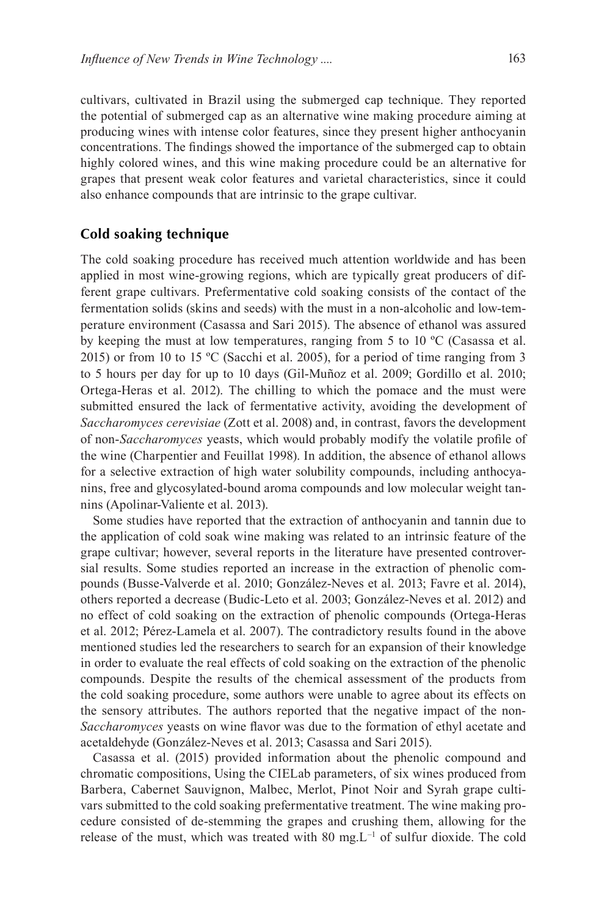cultivars, cultivated in Brazil using the submerged cap technique. They reported the potential of submerged cap as an alternative wine making procedure aiming at producing wines with intense color features, since they present higher anthocyanin concentrations. The findings showed the importance of the submerged cap to obtain highly colored wines, and this wine making procedure could be an alternative for grapes that present weak color features and varietal characteristics, since it could also enhance compounds that are intrinsic to the grape cultivar.

## Cold soaking technique

The cold soaking procedure has received much attention worldwide and has been applied in most wine-growing regions, which are typically great producers of different grape cultivars. Prefermentative cold soaking consists of the contact of the fermentation solids (skins and seeds) with the must in a non-alcoholic and low-temperature environment (Casassa and Sari 2015). The absence of ethanol was assured by keeping the must at low temperatures, ranging from 5 to 10 ºC (Casassa et al. 2015) or from 10 to 15 ºC (Sacchi et al. 2005), for a period of time ranging from 3 to 5 hours per day for up to 10 days (Gil-Muñoz et al. 2009; Gordillo et al. 2010; Ortega-Heras et al. 2012). The chilling to which the pomace and the must were submitted ensured the lack of fermentative activity, avoiding the development of *Saccharomyces cerevisiae* (Zott et al. 2008) and, in contrast, favors the development of non-*Saccharomyces* yeasts, which would probably modify the volatile profile of the wine (Charpentier and Feuillat 1998). In addition, the absence of ethanol allows for a selective extraction of high water solubility compounds, including anthocyanins, free and glycosylated-bound aroma compounds and low molecular weight tannins (Apolinar-Valiente et al. 2013).

Some studies have reported that the extraction of anthocyanin and tannin due to the application of cold soak wine making was related to an intrinsic feature of the grape cultivar; however, several reports in the literature have presented controversial results. Some studies reported an increase in the extraction of phenolic compounds (Busse-Valverde et al. 2010; González-Neves et al. 2013; Favre et al. 2014), others reported a decrease (Budic-Leto et al. 2003; González-Neves et al. 2012) and no effect of cold soaking on the extraction of phenolic compounds (Ortega-Heras et al. 2012; Pérez-Lamela et al. 2007). The contradictory results found in the above mentioned studies led the researchers to search for an expansion of their knowledge in order to evaluate the real effects of cold soaking on the extraction of the phenolic compounds. Despite the results of the chemical assessment of the products from the cold soaking procedure, some authors were unable to agree about its effects on the sensory attributes. The authors reported that the negative impact of the non-*Saccharomyces* yeasts on wine flavor was due to the formation of ethyl acetate and acetaldehyde (González-Neves et al. 2013; Casassa and Sari 2015).

Casassa et al. (2015) provided information about the phenolic compound and chromatic compositions, Using the CIELab parameters, of six wines produced from Barbera, Cabernet Sauvignon, Malbec, Merlot, Pinot Noir and Syrah grape cultivars submitted to the cold soaking prefermentative treatment. The wine making procedure consisted of de-stemming the grapes and crushing them, allowing for the release of the must, which was treated with 80 $mg.L^{-1}$ of sulfur dioxide. The cold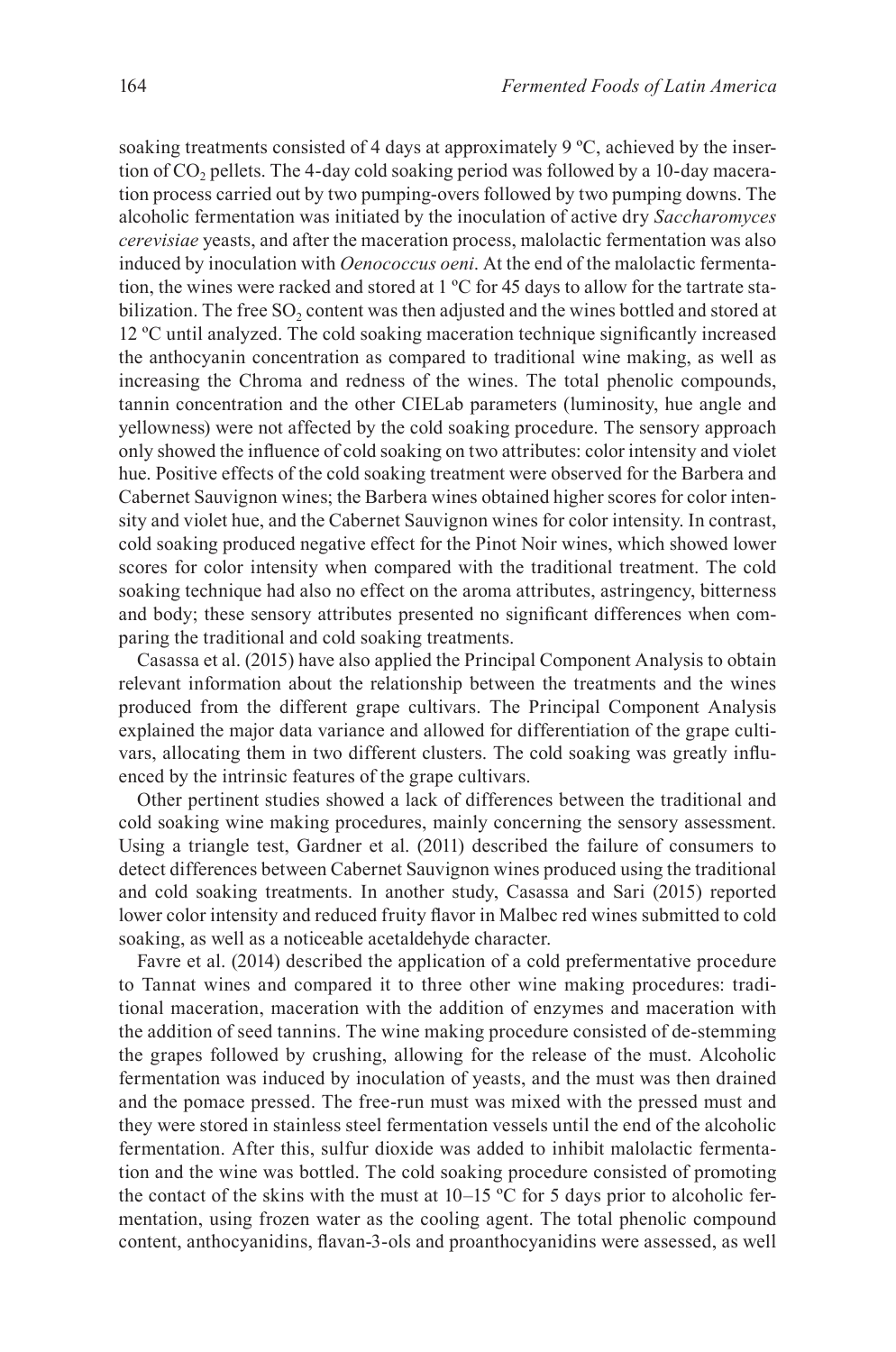soaking treatments consisted of 4 days at approximately 9 ºC, achieved by the insertion of $CO_2$ pellets. The 4-day cold soaking period was followed by a 10-day maceration process carried out by two pumping-overs followed by two pumping downs. The alcoholic fermentation was initiated by the inoculation of active dry *Saccharomyces cerevisiae* yeasts, and after the maceration process, malolactic fermentation was also induced by inoculation with *Oenococcus oeni*. At the end of the malolactic fermentation, the wines were racked and stored at 1 ºC for 45 days to allow for the tartrate stabilization. The free $SO_2$ content was then adjusted and the wines bottled and stored at 12 ºC until analyzed. The cold soaking maceration technique significantly increased the anthocyanin concentration as compared to traditional wine making, as well as increasing the Chroma and redness of the wines. The total phenolic compounds, tannin concentration and the other CIELab parameters (luminosity, hue angle and yellowness) were not affected by the cold soaking procedure. The sensory approach only showed the influence of cold soaking on two attributes: color intensity and violet hue. Positive effects of the cold soaking treatment were observed for the Barbera and Cabernet Sauvignon wines; the Barbera wines obtained higher scores for color intensity and violet hue, and the Cabernet Sauvignon wines for color intensity. In contrast, cold soaking produced negative effect for the Pinot Noir wines, which showed lower scores for color intensity when compared with the traditional treatment. The cold soaking technique had also no effect on the aroma attributes, astringency, bitterness and body; these sensory attributes presented no significant differences when comparing the traditional and cold soaking treatments.

Casassa et al. (2015) have also applied the Principal Component Analysis to obtain relevant information about the relationship between the treatments and the wines produced from the different grape cultivars. The Principal Component Analysis explained the major data variance and allowed for differentiation of the grape cultivars, allocating them in two different clusters. The cold soaking was greatly influenced by the intrinsic features of the grape cultivars.

Other pertinent studies showed a lack of differences between the traditional and cold soaking wine making procedures, mainly concerning the sensory assessment. Using a triangle test, Gardner et al. (2011) described the failure of consumers to detect differences between Cabernet Sauvignon wines produced using the traditional and cold soaking treatments. In another study, Casassa and Sari (2015) reported lower color intensity and reduced fruity flavor in Malbec red wines submitted to cold soaking, as well as a noticeable acetaldehyde character.

Favre et al. (2014) described the application of a cold prefermentative procedure to Tannat wines and compared it to three other wine making procedures: traditional maceration, maceration with the addition of enzymes and maceration with the addition of seed tannins. The wine making procedure consisted of de-stemming the grapes followed by crushing, allowing for the release of the must. Alcoholic fermentation was induced by inoculation of yeasts, and the must was then drained and the pomace pressed. The free-run must was mixed with the pressed must and they were stored in stainless steel fermentation vessels until the end of the alcoholic fermentation. After this, sulfur dioxide was added to inhibit malolactic fermentation and the wine was bottled. The cold soaking procedure consisted of promoting the contact of the skins with the must at 10–15 ºC for 5 days prior to alcoholic fermentation, using frozen water as the cooling agent. The total phenolic compound content, anthocyanidins, flavan-3-ols and proanthocyanidins were assessed, as well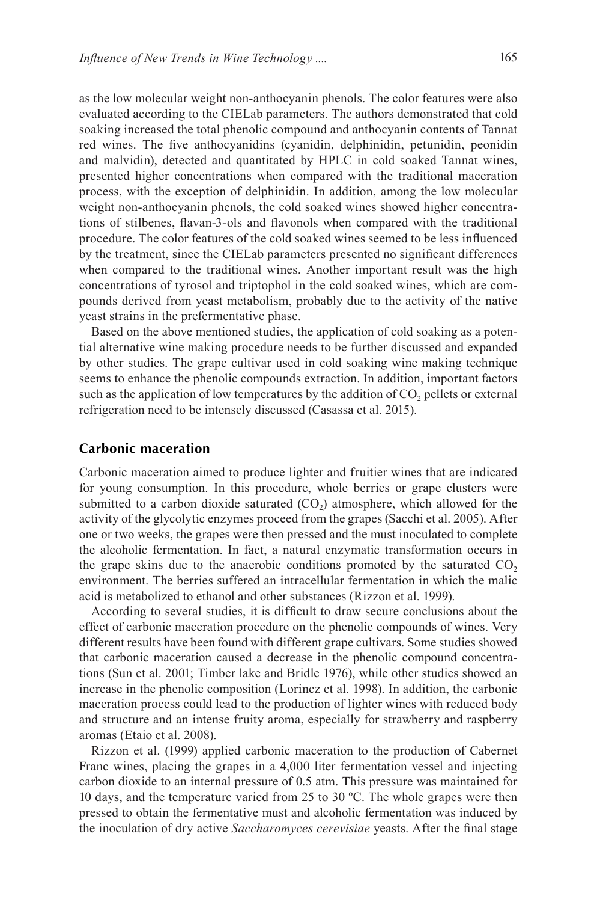as the low molecular weight non-anthocyanin phenols. The color features were also evaluated according to the CIELab parameters. The authors demonstrated that cold soaking increased the total phenolic compound and anthocyanin contents of Tannat red wines. The five anthocyanidins (cyanidin, delphinidin, petunidin, peonidin and malvidin), detected and quantitated by HPLC in cold soaked Tannat wines, presented higher concentrations when compared with the traditional maceration process, with the exception of delphinidin. In addition, among the low molecular weight non-anthocyanin phenols, the cold soaked wines showed higher concentrations of stilbenes, flavan-3-ols and flavonols when compared with the traditional procedure. The color features of the cold soaked wines seemed to be less influenced by the treatment, since the CIELab parameters presented no significant differences when compared to the traditional wines. Another important result was the high concentrations of tyrosol and triptophol in the cold soaked wines, which are compounds derived from yeast metabolism, probably due to the activity of the native yeast strains in the prefermentative phase.

Based on the above mentioned studies, the application of cold soaking as a potential alternative wine making procedure needs to be further discussed and expanded by other studies. The grape cultivar used in cold soaking wine making technique seems to enhance the phenolic compounds extraction. In addition, important factors such as the application of low temperatures by the addition of $CO_2$ pellets or external refrigeration need to be intensely discussed (Casassa et al. 2015).

## Carbonic maceration

Carbonic maceration aimed to produce lighter and fruitier wines that are indicated for young consumption. In this procedure, whole berries or grape clusters were submitted to a carbon dioxide saturated ($CO_2$) atmosphere, which allowed for the activity of the glycolytic enzymes proceed from the grapes (Sacchi et al. 2005). After one or two weeks, the grapes were then pressed and the must inoculated to complete the alcoholic fermentation. In fact, a natural enzymatic transformation occurs in the grape skins due to the anaerobic conditions promoted by the saturated $CO_2$ environment. The berries suffered an intracellular fermentation in which the malic acid is metabolized to ethanol and other substances (Rizzon et al. 1999).

According to several studies, it is difficult to draw secure conclusions about the effect of carbonic maceration procedure on the phenolic compounds of wines. Very different results have been found with different grape cultivars. Some studies showed that carbonic maceration caused a decrease in the phenolic compound concentrations (Sun et al. 2001; Timber lake and Bridle 1976), while other studies showed an increase in the phenolic composition (Lorincz et al. 1998). In addition, the carbonic maceration process could lead to the production of lighter wines with reduced body and structure and an intense fruity aroma, especially for strawberry and raspberry aromas (Etaio et al. 2008).

Rizzon et al. (1999) applied carbonic maceration to the production of Cabernet Franc wines, placing the grapes in a 4,000 liter fermentation vessel and injecting carbon dioxide to an internal pressure of 0.5 atm. This pressure was maintained for 10 days, and the temperature varied from 25 to 30 ºC. The whole grapes were then pressed to obtain the fermentative must and alcoholic fermentation was induced by the inoculation of dry active *Saccharomyces cerevisiae* yeasts. After the final stage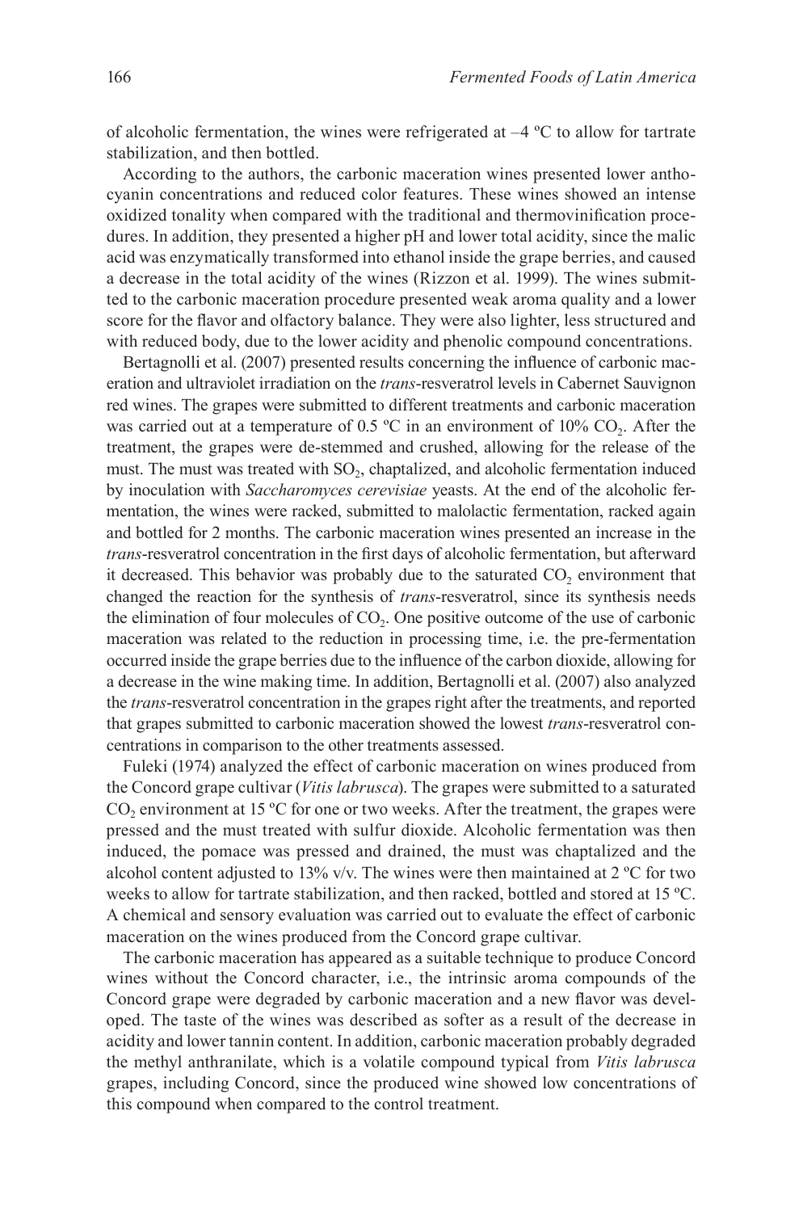of alcoholic fermentation, the wines were refrigerated at –4 ºC to allow for tartrate stabilization, and then bottled.

According to the authors, the carbonic maceration wines presented lower anthocyanin concentrations and reduced color features. These wines showed an intense oxidized tonality when compared with the traditional and thermovinification procedures. In addition, they presented a higher pH and lower total acidity, since the malic acid was enzymatically transformed into ethanol inside the grape berries, and caused a decrease in the total acidity of the wines (Rizzon et al. 1999). The wines submitted to the carbonic maceration procedure presented weak aroma quality and a lower score for the flavor and olfactory balance. They were also lighter, less structured and with reduced body, due to the lower acidity and phenolic compound concentrations.

Bertagnolli et al. (2007) presented results concerning the influence of carbonic maceration and ultraviolet irradiation on the *trans*-resveratrol levels in Cabernet Sauvignon red wines. The grapes were submitted to different treatments and carbonic maceration was carried out at a temperature of 0.5 ºC in an environment of 10% $CO_2$. After the treatment, the grapes were de-stemmed and crushed, allowing for the release of the must. The must was treated with $SO_2$, chaptalized, and alcoholic fermentation induced by inoculation with *Saccharomyces cerevisiae* yeasts. At the end of the alcoholic fermentation, the wines were racked, submitted to malolactic fermentation, racked again and bottled for 2 months. The carbonic maceration wines presented an increase in the *trans*-resveratrol concentration in the first days of alcoholic fermentation, but afterward it decreased. This behavior was probably due to the saturated $CO_2$ environment that changed the reaction for the synthesis of *trans*-resveratrol, since its synthesis needs the elimination of four molecules of $CO_2$. One positive outcome of the use of carbonic maceration was related to the reduction in processing time, i.e. the pre-fermentation occurred inside the grape berries due to the influence of the carbon dioxide, allowing for a decrease in the wine making time. In addition, Bertagnolli et al. (2007) also analyzed the *trans*-resveratrol concentration in the grapes right after the treatments, and reported that grapes submitted to carbonic maceration showed the lowest *trans*-resveratrol concentrations in comparison to the other treatments assessed.

Fuleki (1974) analyzed the effect of carbonic maceration on wines produced from the Concord grape cultivar (*Vitis labrusca*). The grapes were submitted to a saturated $CO_2$ environment at 15 ºC for one or two weeks. After the treatment, the grapes were pressed and the must treated with sulfur dioxide. Alcoholic fermentation was then induced, the pomace was pressed and drained, the must was chaptalized and the alcohol content adjusted to 13% v/v. The wines were then maintained at 2 ºC for two weeks to allow for tartrate stabilization, and then racked, bottled and stored at 15 ºC. A chemical and sensory evaluation was carried out to evaluate the effect of carbonic maceration on the wines produced from the Concord grape cultivar.

The carbonic maceration has appeared as a suitable technique to produce Concord wines without the Concord character, i.e., the intrinsic aroma compounds of the Concord grape were degraded by carbonic maceration and a new flavor was developed. The taste of the wines was described as softer as a result of the decrease in acidity and lower tannin content. In addition, carbonic maceration probably degraded the methyl anthranilate, which is a volatile compound typical from *Vitis labrusca* grapes, including Concord, since the produced wine showed low concentrations of this compound when compared to the control treatment.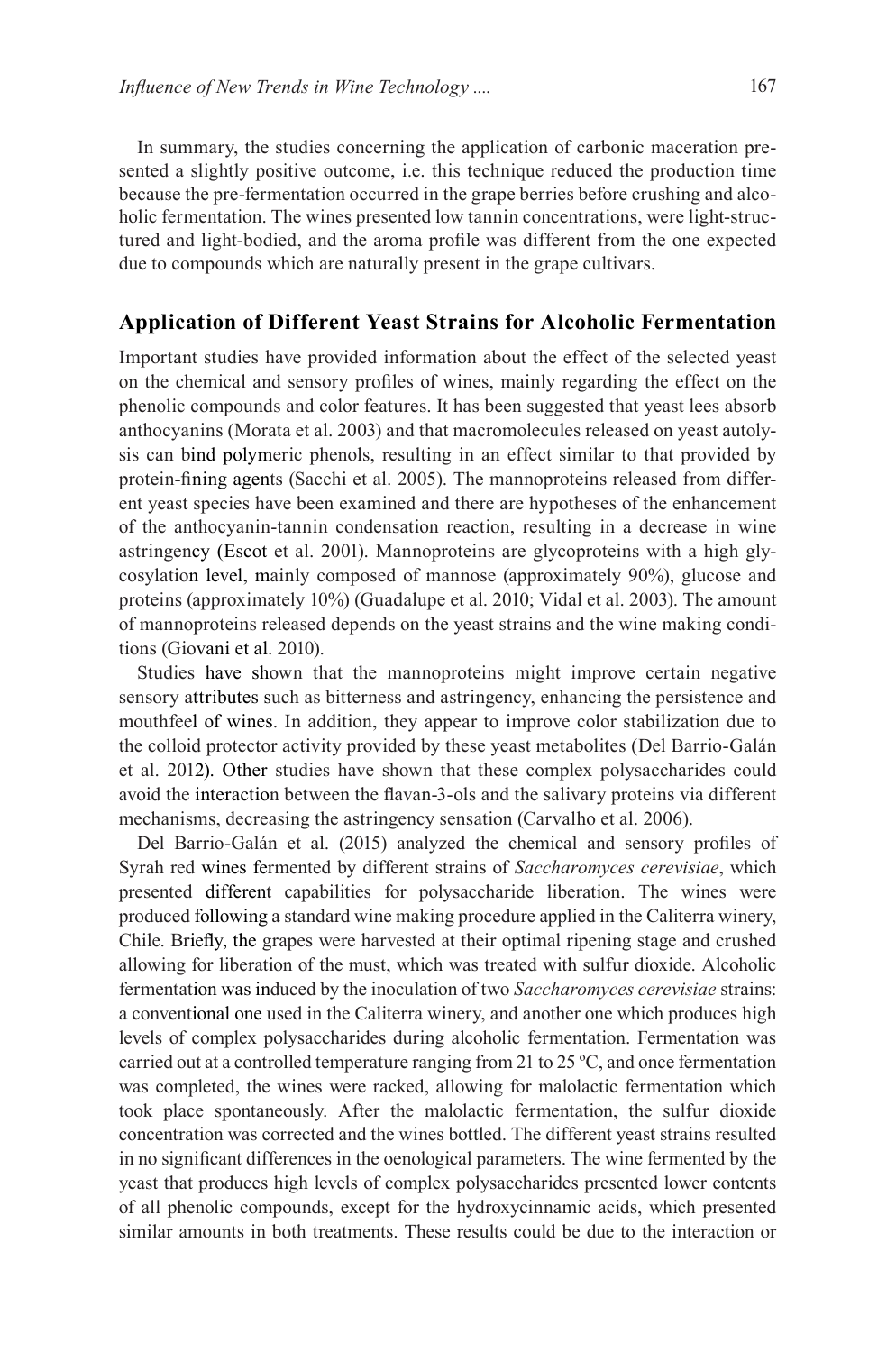In summary, the studies concerning the application of carbonic maceration presented a slightly positive outcome, i.e. this technique reduced the production time because the pre-fermentation occurred in the grape berries before crushing and alcoholic fermentation. The wines presented low tannin concentrations, were light-structured and light-bodied, and the aroma profile was different from the one expected due to compounds which are naturally present in the grape cultivars.

## Application of Different Yeast Strains for Alcoholic Fermentation

Important studies have provided information about the effect of the selected yeast on the chemical and sensory profiles of wines, mainly regarding the effect on the phenolic compounds and color features. It has been suggested that yeast lees absorb anthocyanins (Morata et al. 2003) and that macromolecules released on yeast autolysis can bind polymeric phenols, resulting in an effect similar to that provided by protein-fining agents (Sacchi et al. 2005). The mannoproteins released from different yeast species have been examined and there are hypotheses of the enhancement of the anthocyanin-tannin condensation reaction, resulting in a decrease in wine astringency (Escot et al. 2001). Mannoproteins are glycoproteins with a high glycosylation level, mainly composed of mannose (approximately 90%), glucose and proteins (approximately 10%) (Guadalupe et al. 2010; Vidal et al. 2003). The amount of mannoproteins released depends on the yeast strains and the wine making conditions (Giovani et al. 2010).

Studies have shown that the mannoproteins might improve certain negative sensory attributes such as bitterness and astringency, enhancing the persistence and mouthfeel of wines. In addition, they appear to improve color stabilization due to the colloid protector activity provided by these yeast metabolites (Del Barrio-Galán et al. 2012). Other studies have shown that these complex polysaccharides could avoid the interaction between the flavan-3-ols and the salivary proteins via different mechanisms, decreasing the astringency sensation (Carvalho et al. 2006).

Del Barrio-Galán et al. (2015) analyzed the chemical and sensory profiles of Syrah red wines fermented by different strains of *Saccharomyces cerevisiae*, which presented different capabilities for polysaccharide liberation. The wines were produced following a standard wine making procedure applied in the Caliterra winery, Chile. Briefly, the grapes were harvested at their optimal ripening stage and crushed allowing for liberation of the must, which was treated with sulfur dioxide. Alcoholic fermentation was induced by the inoculation of two *Saccharomyces cerevisiae* strains: a conventional one used in the Caliterra winery, and another one which produces high levels of complex polysaccharides during alcoholic fermentation. Fermentation was carried out at a controlled temperature ranging from 21 to 25 ºC, and once fermentation was completed, the wines were racked, allowing for malolactic fermentation which took place spontaneously. After the malolactic fermentation, the sulfur dioxide concentration was corrected and the wines bottled. The different yeast strains resulted in no significant differences in the oenological parameters. The wine fermented by the yeast that produces high levels of complex polysaccharides presented lower contents of all phenolic compounds, except for the hydroxycinnamic acids, which presented similar amounts in both treatments. These results could be due to the interaction or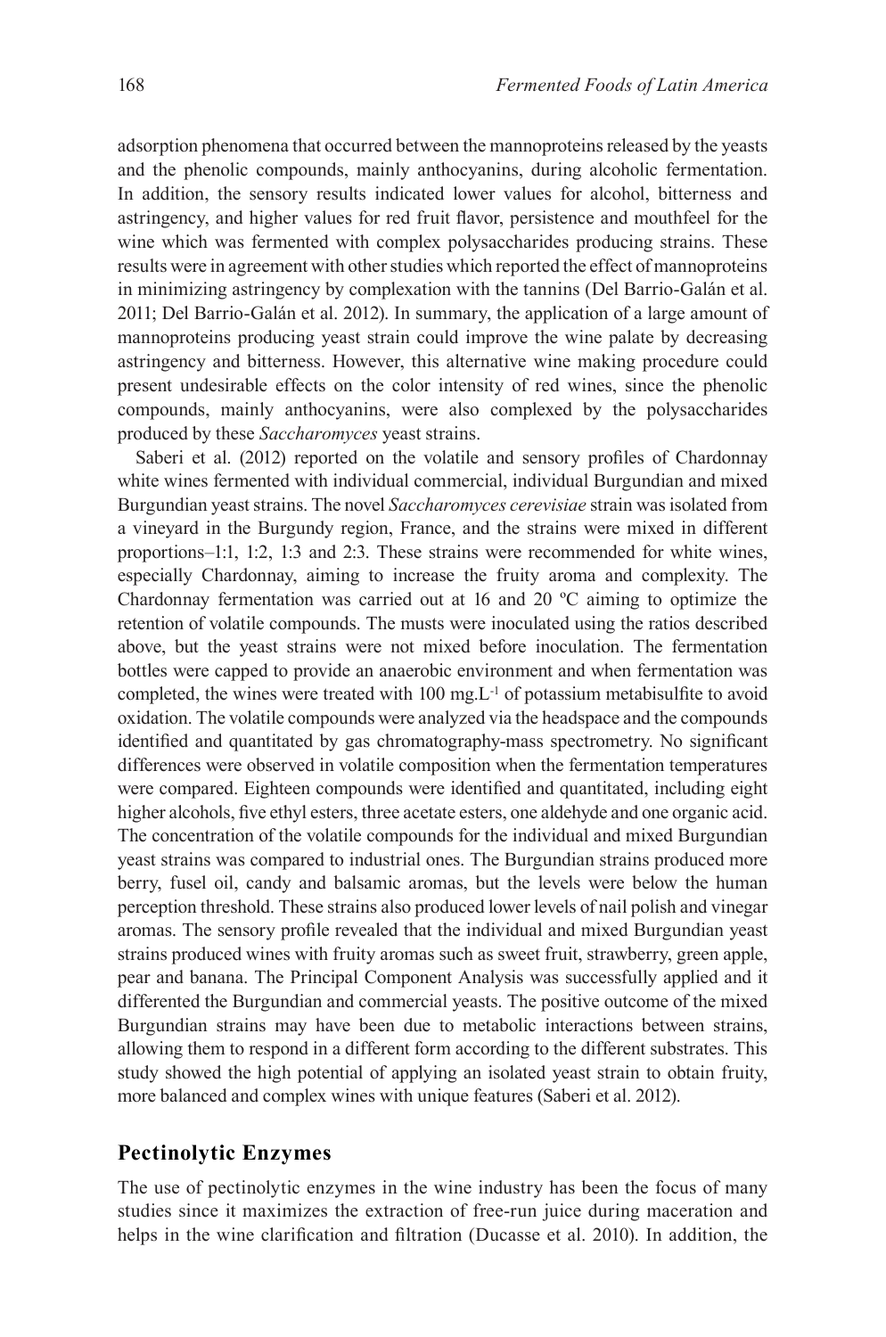adsorption phenomena that occurred between the mannoproteins released by the yeasts and the phenolic compounds, mainly anthocyanins, during alcoholic fermentation. In addition, the sensory results indicated lower values for alcohol, bitterness and astringency, and higher values for red fruit flavor, persistence and mouthfeel for the wine which was fermented with complex polysaccharides producing strains. These results were in agreement with other studies which reported the effect of mannoproteins in minimizing astringency by complexation with the tannins (Del Barrio-Galán et al. 2011; Del Barrio-Galán et al. 2012). In summary, the application of a large amount of mannoproteins producing yeast strain could improve the wine palate by decreasing astringency and bitterness. However, this alternative wine making procedure could present undesirable effects on the color intensity of red wines, since the phenolic compounds, mainly anthocyanins, were also complexed by the polysaccharides produced by these *Saccharomyces* yeast strains.

Saberi et al. (2012) reported on the volatile and sensory profiles of Chardonnay white wines fermented with individual commercial, individual Burgundian and mixed Burgundian yeast strains. The novel *Saccharomyces cerevisiae* strain was isolated from a vineyard in the Burgundy region, France, and the strains were mixed in different proportions–1:1, 1:2, 1:3 and 2:3. These strains were recommended for white wines, especially Chardonnay, aiming to increase the fruity aroma and complexity. The Chardonnay fermentation was carried out at 16 and 20 ºC aiming to optimize the retention of volatile compounds. The musts were inoculated using the ratios described above, but the yeast strains were not mixed before inoculation. The fermentation bottles were capped to provide an anaerobic environment and when fermentation was completed, the wines were treated with 100 mg.L$^{-1}$ of potassium metabisulfite to avoid oxidation. The volatile compounds were analyzed via the headspace and the compounds identified and quantitated by gas chromatography-mass spectrometry. No significant differences were observed in volatile composition when the fermentation temperatures were compared. Eighteen compounds were identified and quantitated, including eight higher alcohols, five ethyl esters, three acetate esters, one aldehyde and one organic acid. The concentration of the volatile compounds for the individual and mixed Burgundian yeast strains was compared to industrial ones. The Burgundian strains produced more berry, fusel oil, candy and balsamic aromas, but the levels were below the human perception threshold. These strains also produced lower levels of nail polish and vinegar aromas. The sensory profile revealed that the individual and mixed Burgundian yeast strains produced wines with fruity aromas such as sweet fruit, strawberry, green apple, pear and banana. The Principal Component Analysis was successfully applied and it differented the Burgundian and commercial yeasts. The positive outcome of the mixed Burgundian strains may have been due to metabolic interactions between strains, allowing them to respond in a different form according to the different substrates. This study showed the high potential of applying an isolated yeast strain to obtain fruity, more balanced and complex wines with unique features (Saberi et al. 2012).

## Pectinolytic Enzymes

The use of pectinolytic enzymes in the wine industry has been the focus of many studies since it maximizes the extraction of free-run juice during maceration and helps in the wine clarification and filtration (Ducasse et al. 2010). In addition, the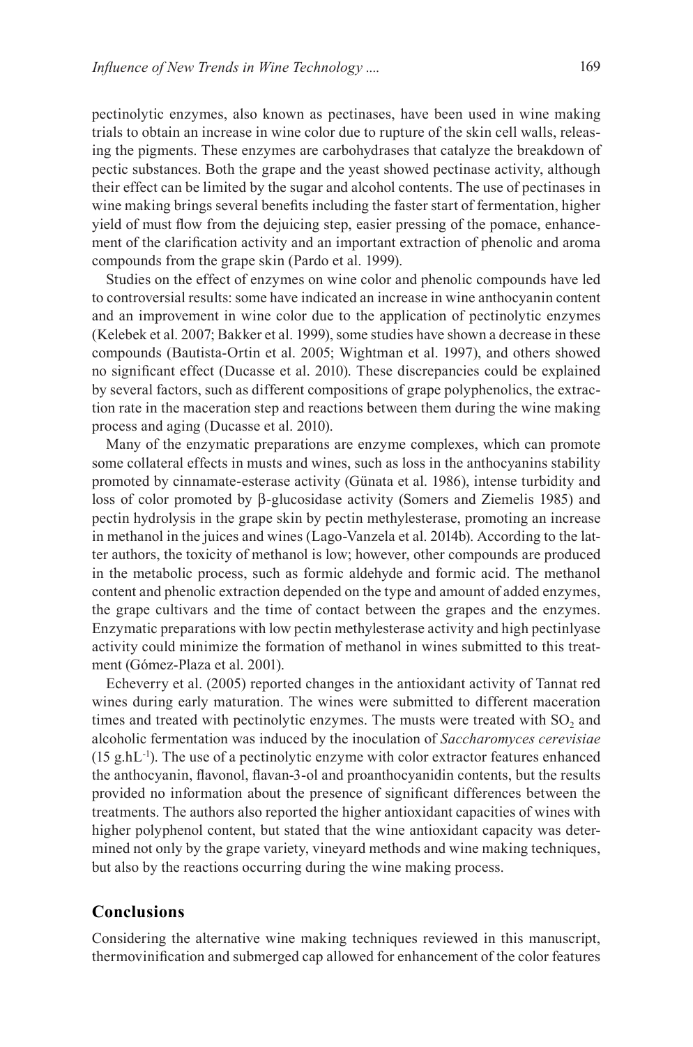pectinolytic enzymes, also known as pectinases, have been used in wine making trials to obtain an increase in wine color due to rupture of the skin cell walls, releasing the pigments. These enzymes are carbohydrases that catalyze the breakdown of pectic substances. Both the grape and the yeast showed pectinase activity, although their effect can be limited by the sugar and alcohol contents. The use of pectinases in wine making brings several benefits including the faster start of fermentation, higher yield of must flow from the dejuicing step, easier pressing of the pomace, enhancement of the clarification activity and an important extraction of phenolic and aroma compounds from the grape skin (Pardo et al. 1999).

Studies on the effect of enzymes on wine color and phenolic compounds have led to controversial results: some have indicated an increase in wine anthocyanin content and an improvement in wine color due to the application of pectinolytic enzymes (Kelebek et al. 2007; Bakker et al. 1999), some studies have shown a decrease in these compounds (Bautista-Ortin et al. 2005; Wightman et al. 1997), and others showed no significant effect (Ducasse et al. 2010). These discrepancies could be explained by several factors, such as different compositions of grape polyphenolics, the extraction rate in the maceration step and reactions between them during the wine making process and aging (Ducasse et al. 2010).

Many of the enzymatic preparations are enzyme complexes, which can promote some collateral effects in musts and wines, such as loss in the anthocyanins stability promoted by cinnamate-esterase activity (Günata et al. 1986), intense turbidity and loss of color promoted by β-glucosidase activity (Somers and Ziemelis 1985) and pectin hydrolysis in the grape skin by pectin methylesterase, promoting an increase in methanol in the juices and wines (Lago-Vanzela et al. 2014b). According to the latter authors, the toxicity of methanol is low; however, other compounds are produced in the metabolic process, such as formic aldehyde and formic acid. The methanol content and phenolic extraction depended on the type and amount of added enzymes, the grape cultivars and the time of contact between the grapes and the enzymes. Enzymatic preparations with low pectin methylesterase activity and high pectinlyase activity could minimize the formation of methanol in wines submitted to this treatment (Gómez-Plaza et al. 2001).

Echeverry et al. (2005) reported changes in the antioxidant activity of Tannat red wines during early maturation. The wines were submitted to different maceration times and treated with pectinolytic enzymes. The musts were treated with $SO_2$ and alcoholic fermentation was induced by the inoculation of *Saccharomyces cerevisiae* (15 $g.hL^{-1}$). The use of a pectinolytic enzyme with color extractor features enhanced the anthocyanin, flavonol, flavan-3-ol and proanthocyanidin contents, but the results provided no information about the presence of significant differences between the treatments. The authors also reported the higher antioxidant capacities of wines with higher polyphenol content, but stated that the wine antioxidant capacity was determined not only by the grape variety, vineyard methods and wine making techniques, but also by the reactions occurring during the wine making process.

## Conclusions

Considering the alternative wine making techniques reviewed in this manuscript, thermovinification and submerged cap allowed for enhancement of the color features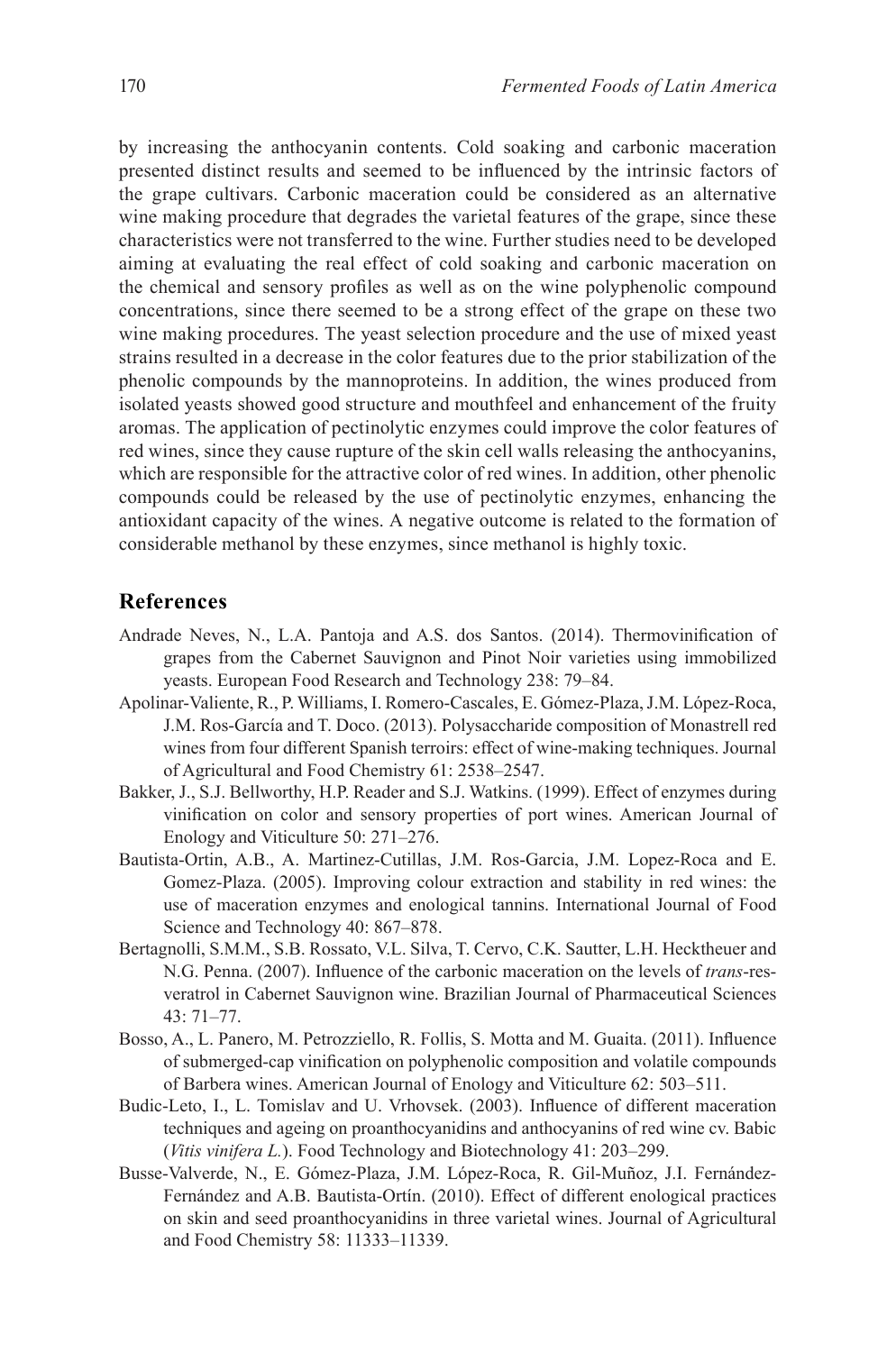by increasing the anthocyanin contents. Cold soaking and carbonic maceration presented distinct results and seemed to be influenced by the intrinsic factors of the grape cultivars. Carbonic maceration could be considered as an alternative wine making procedure that degrades the varietal features of the grape, since these characteristics were not transferred to the wine. Further studies need to be developed aiming at evaluating the real effect of cold soaking and carbonic maceration on the chemical and sensory profiles as well as on the wine polyphenolic compound concentrations, since there seemed to be a strong effect of the grape on these two wine making procedures. The yeast selection procedure and the use of mixed yeast strains resulted in a decrease in the color features due to the prior stabilization of the phenolic compounds by the mannoproteins. In addition, the wines produced from isolated yeasts showed good structure and mouthfeel and enhancement of the fruity aromas. The application of pectinolytic enzymes could improve the color features of red wines, since they cause rupture of the skin cell walls releasing the anthocyanins, which are responsible for the attractive color of red wines. In addition, other phenolic compounds could be released by the use of pectinolytic enzymes, enhancing the antioxidant capacity of the wines. A negative outcome is related to the formation of considerable methanol by these enzymes, since methanol is highly toxic.

## References

Andrade Neves, N., L.A. Pantoja and A.S. dos Santos. (2014). Thermovinification of grapes from the Cabernet Sauvignon and Pinot Noir varieties using immobilized yeasts. European Food Research and Technology 238: 79–84.

Apolinar-Valiente, R., P. Williams, I. Romero-Cascales, E. Gómez-Plaza, J.M. López-Roca, J.M. Ros-García and T. Doco. (2013). Polysaccharide composition of Monastrell red wines from four different Spanish terroirs: effect of wine-making techniques. Journal of Agricultural and Food Chemistry 61: 2538–2547.

Bakker, J., S.J. Bellworthy, H.P. Reader and S.J. Watkins. (1999). Effect of enzymes during vinification on color and sensory properties of port wines. American Journal of Enology and Viticulture 50: 271–276.

Bautista-Ortin, A.B., A. Martinez-Cutillas, J.M. Ros-Garcia, J.M. Lopez-Roca and E. Gomez-Plaza. (2005). Improving colour extraction and stability in red wines: the use of maceration enzymes and enological tannins. International Journal of Food Science and Technology 40: 867–878.

Bertagnolli, S.M.M., S.B. Rossato, V.L. Silva, T. Cervo, C.K. Sautter, L.H. Hecktheuer and N.G. Penna. (2007). Influence of the carbonic maceration on the levels of *trans*-resveratrol in Cabernet Sauvignon wine. Brazilian Journal of Pharmaceutical Sciences 43: 71–77.

Bosso, A., L. Panero, M. Petrozziello, R. Follis, S. Motta and M. Guaita. (2011). Influence of submerged-cap vinification on polyphenolic composition and volatile compounds of Barbera wines. American Journal of Enology and Viticulture 62: 503–511.

Budic-Leto, I., L. Tomislav and U. Vrhovsek. (2003). Influence of different maceration techniques and ageing on proanthocyanidins and anthocyanins of red wine cv. Babic (*Vitis vinifera L.*). Food Technology and Biotechnology 41: 203–299.

Busse-Valverde, N., E. Gómez-Plaza, J.M. López-Roca, R. Gil-Muñoz, J.I. Fernández-Fernández and A.B. Bautista-Ortín. (2010). Effect of different enological practices on skin and seed proanthocyanidins in three varietal wines. Journal of Agricultural and Food Chemistry 58: 11333–11339.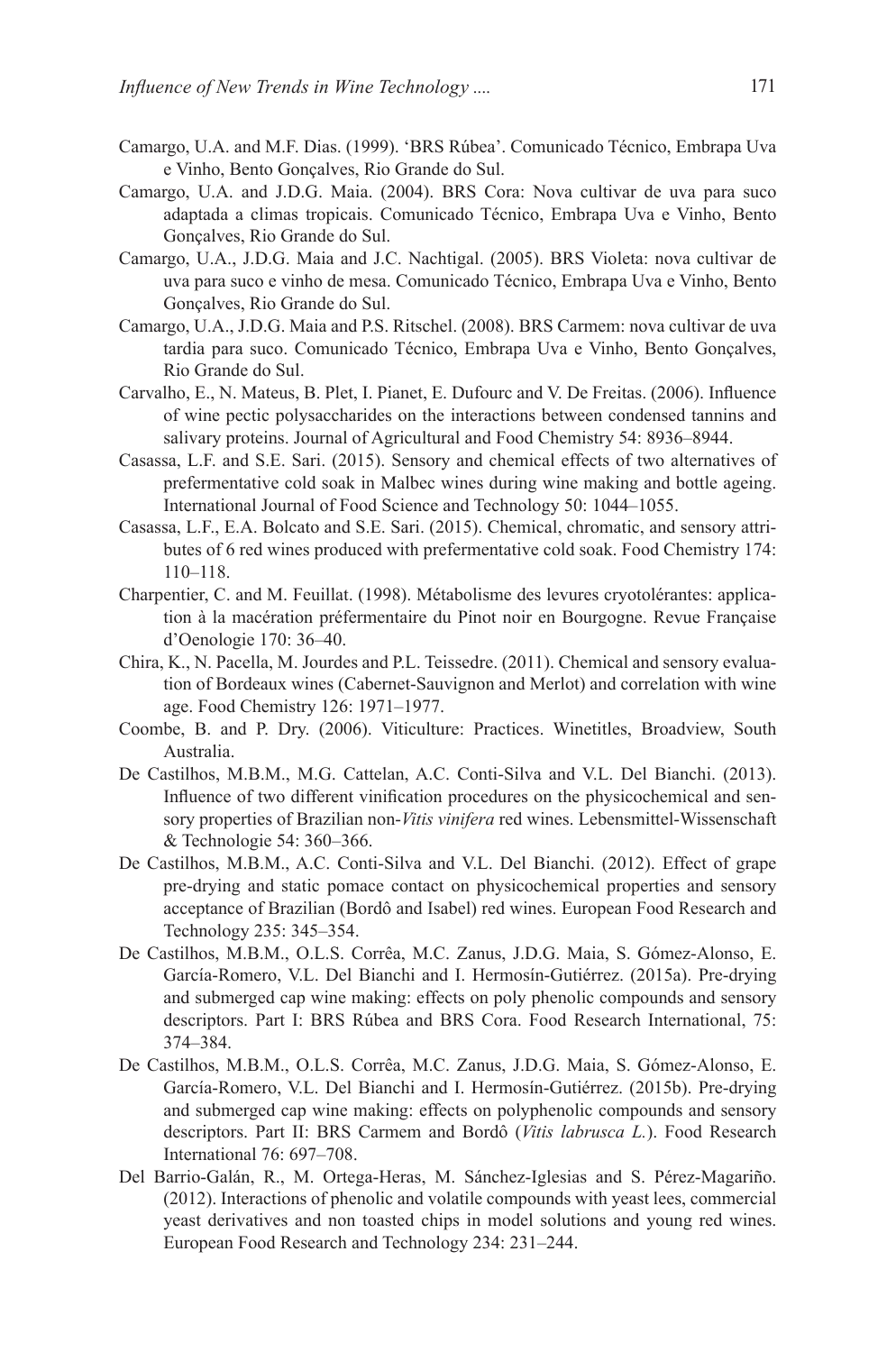Camargo, U.A. and M.F. Dias. (1999). 'BRS Rúbea'. Comunicado Técnico, Embrapa Uva e Vinho, Bento Gonçalves, Rio Grande do Sul.

Camargo, U.A. and J.D.G. Maia. (2004). BRS Cora: Nova cultivar de uva para suco adaptada a climas tropicais. Comunicado Técnico, Embrapa Uva e Vinho, Bento Gonçalves, Rio Grande do Sul.

Camargo, U.A., J.D.G. Maia and J.C. Nachtigal. (2005). BRS Violeta: nova cultivar de uva para suco e vinho de mesa. Comunicado Técnico, Embrapa Uva e Vinho, Bento Gonçalves, Rio Grande do Sul.

Camargo, U.A., J.D.G. Maia and P.S. Ritschel. (2008). BRS Carmem: nova cultivar de uva tardia para suco. Comunicado Técnico, Embrapa Uva e Vinho, Bento Gonçalves, Rio Grande do Sul.

Carvalho, E., N. Mateus, B. Plet, I. Pianet, E. Dufourc and V. De Freitas. (2006). Influence of wine pectic polysaccharides on the interactions between condensed tannins and salivary proteins. Journal of Agricultural and Food Chemistry 54: 8936–8944.

Casassa, L.F. and S.E. Sari. (2015). Sensory and chemical effects of two alternatives of prefermentative cold soak in Malbec wines during wine making and bottle ageing. International Journal of Food Science and Technology 50: 1044–1055.

Casassa, L.F., E.A. Bolcato and S.E. Sari. (2015). Chemical, chromatic, and sensory attributes of 6 red wines produced with prefermentative cold soak. Food Chemistry 174: 110–118.

Charpentier, C. and M. Feuillat. (1998). Métabolisme des levures cryotolérantes: application à la macération préfermentaire du Pinot noir en Bourgogne. Revue Française d'Oenologie 170: 36–40.

Chira, K., N. Pacella, M. Jourdes and P.L. Teissedre. (2011). Chemical and sensory evaluation of Bordeaux wines (Cabernet-Sauvignon and Merlot) and correlation with wine age. Food Chemistry 126: 1971–1977.

Coombe, B. and P. Dry. (2006). Viticulture: Practices. Winetitles, Broadview, South Australia.

De Castilhos, M.B.M., M.G. Cattelan, A.C. Conti-Silva and V.L. Del Bianchi. (2013). Influence of two different vinification procedures on the physicochemical and sensory properties of Brazilian non-*Vitis vinifera* red wines. Lebensmittel-Wissenschaft & Technologie 54: 360–366.

De Castilhos, M.B.M., A.C. Conti-Silva and V.L. Del Bianchi. (2012). Effect of grape pre-drying and static pomace contact on physicochemical properties and sensory acceptance of Brazilian (Bordô and Isabel) red wines. European Food Research and Technology 235: 345–354.

De Castilhos, M.B.M., O.L.S. Corrêa, M.C. Zanus, J.D.G. Maia, S. Gómez-Alonso, E. García-Romero, V.L. Del Bianchi and I. Hermosín-Gutiérrez. (2015a). Pre-drying and submerged cap wine making: effects on poly phenolic compounds and sensory descriptors. Part I: BRS Rúbea and BRS Cora. Food Research International, 75: 374–384.

De Castilhos, M.B.M., O.L.S. Corrêa, M.C. Zanus, J.D.G. Maia, S. Gómez-Alonso, E. García-Romero, V.L. Del Bianchi and I. Hermosín-Gutiérrez. (2015b). Pre-drying and submerged cap wine making: effects on polyphenolic compounds and sensory descriptors. Part II: BRS Carmem and Bordô (*Vitis labrusca L.*). Food Research International 76: 697–708.

Del Barrio-Galán, R., M. Ortega-Heras, M. Sánchez-Iglesias and S. Pérez-Magariño. (2012). Interactions of phenolic and volatile compounds with yeast lees, commercial yeast derivatives and non toasted chips in model solutions and young red wines. European Food Research and Technology 234: 231–244.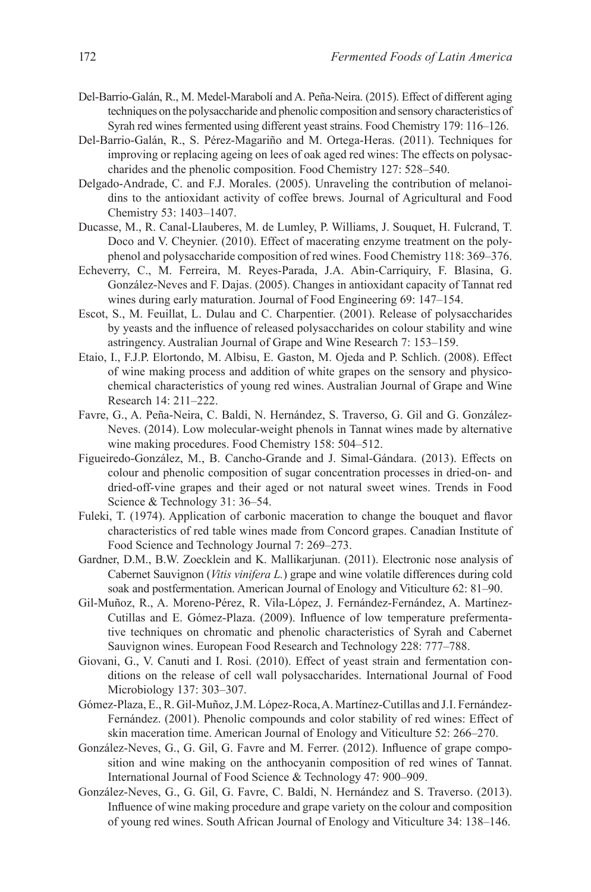Del-Barrio-Galán, R., M. Medel-Marabolí and A. Peña-Neira. (2015). Effect of different aging techniques on the polysaccharide and phenolic composition and sensory characteristics of Syrah red wines fermented using different yeast strains. Food Chemistry 179: 116–126.

Del-Barrio-Galán, R., S. Pérez-Magariño and M. Ortega-Heras. (2011). Techniques for improving or replacing ageing on lees of oak aged red wines: The effects on polysaccharides and the phenolic composition. Food Chemistry 127: 528–540.

Delgado-Andrade, C. and F.J. Morales. (2005). Unraveling the contribution of melanoidins to the antioxidant activity of coffee brews. Journal of Agricultural and Food Chemistry 53: 1403–1407.

Ducasse, M., R. Canal-Llauberes, M. de Lumley, P. Williams, J. Souquet, H. Fulcrand, T. Doco and V. Cheynier. (2010). Effect of macerating enzyme treatment on the polyphenol and polysaccharide composition of red wines. Food Chemistry 118: 369–376.

Echeverry, C., M. Ferreira, M. Reyes-Parada, J.A. Abin-Carriquiry, F. Blasina, G. González-Neves and F. Dajas. (2005). Changes in antioxidant capacity of Tannat red wines during early maturation. Journal of Food Engineering 69: 147–154.

Escot, S., M. Feuillat, L. Dulau and C. Charpentier. (2001). Release of polysaccharides by yeasts and the influence of released polysaccharides on colour stability and wine astringency. Australian Journal of Grape and Wine Research 7: 153–159.

Etaio, I., F.J.P. Elortondo, M. Albisu, E. Gaston, M. Ojeda and P. Schlich. (2008). Effect of wine making process and addition of white grapes on the sensory and physicochemical characteristics of young red wines. Australian Journal of Grape and Wine Research 14: 211–222.

Favre, G., A. Peña-Neira, C. Baldi, N. Hernández, S. Traverso, G. Gil and G. González-Neves. (2014). Low molecular-weight phenols in Tannat wines made by alternative wine making procedures. Food Chemistry 158: 504–512.

Figueiredo-González, M., B. Cancho-Grande and J. Simal-Gándara. (2013). Effects on colour and phenolic composition of sugar concentration processes in dried-on- and dried-off-vine grapes and their aged or not natural sweet wines. Trends in Food Science & Technology 31: 36–54.

Fuleki, T. (1974). Application of carbonic maceration to change the bouquet and flavor characteristics of red table wines made from Concord grapes. Canadian Institute of Food Science and Technology Journal 7: 269–273.

Gardner, D.M., B.W. Zoecklein and K. Mallikarjunan. (2011). Electronic nose analysis of Cabernet Sauvignon (*Vitis vinifera L.*) grape and wine volatile differences during cold soak and postfermentation. American Journal of Enology and Viticulture 62: 81–90.

Gil-Muñoz, R., A. Moreno-Pérez, R. Vila-López, J. Fernández-Fernández, A. Martínez-Cutillas and E. Gómez-Plaza. (2009). Influence of low temperature prefermentative techniques on chromatic and phenolic characteristics of Syrah and Cabernet Sauvignon wines. European Food Research and Technology 228: 777–788.

Giovani, G., V. Canuti and I. Rosi. (2010). Effect of yeast strain and fermentation conditions on the release of cell wall polysaccharides. International Journal of Food Microbiology 137: 303–307.

Gómez-Plaza, E., R. Gil-Muñoz, J.M. López-Roca, A. Martínez-Cutillas and J.I. Fernández-Fernández. (2001). Phenolic compounds and color stability of red wines: Effect of skin maceration time. American Journal of Enology and Viticulture 52: 266–270.

González-Neves, G., G. Gil, G. Favre and M. Ferrer. (2012). Influence of grape composition and wine making on the anthocyanin composition of red wines of Tannat. International Journal of Food Science & Technology 47: 900–909.

González-Neves, G., G. Gil, G. Favre, C. Baldi, N. Hernández and S. Traverso. (2013). Influence of wine making procedure and grape variety on the colour and composition of young red wines. South African Journal of Enology and Viticulture 34: 138–146.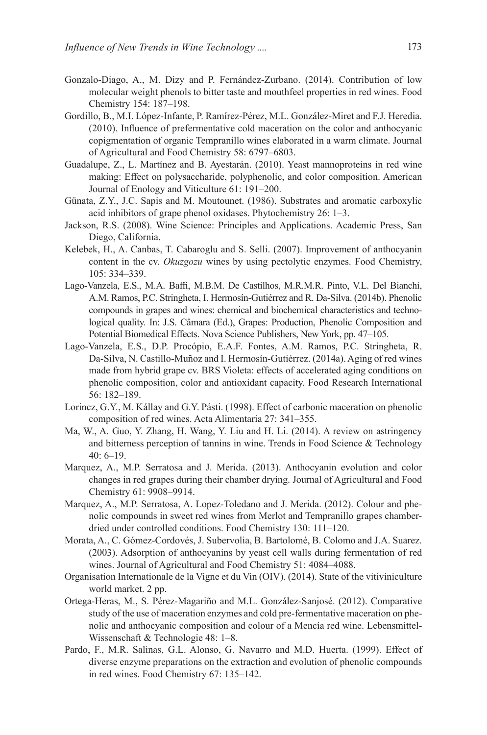Gonzalo-Diago, A., M. Dizy and P. Fernández-Zurbano. (2014). Contribution of low molecular weight phenols to bitter taste and mouthfeel properties in red wines. Food Chemistry 154: 187–198.

Gordillo, B., M.I. López-Infante, P. Ramírez-Pérez, M.L. González-Miret and F.J. Heredia. (2010). Influence of prefermentative cold maceration on the color and anthocyanic copigmentation of organic Tempranillo wines elaborated in a warm climate. Journal of Agricultural and Food Chemistry 58: 6797–6803.

Guadalupe, Z., L. Martínez and B. Ayestarán. (2010). Yeast mannoproteins in red wine making: Effect on polysaccharide, polyphenolic, and color composition. American Journal of Enology and Viticulture 61: 191–200.

Günata, Z.Y., J.C. Sapis and M. Moutounet. (1986). Substrates and aromatic carboxylic acid inhibitors of grape phenol oxidases. Phytochemistry 26: 1–3.

Jackson, R.S. (2008). Wine Science: Principles and Applications. Academic Press, San Diego, California.

Kelebek, H., A. Canbas, T. Cabaroglu and S. Selli. (2007). Improvement of anthocyanin content in the cv. *Okuzgozu* wines by using pectolytic enzymes. Food Chemistry, 105: 334–339.

Lago-Vanzela, E.S., M.A. Baffi, M.B.M. De Castilhos, M.R.M.R. Pinto, V.L. Del Bianchi, A.M. Ramos, P.C. Stringheta, I. Hermosín-Gutiérrez and R. Da-Silva. (2014b). Phenolic compounds in grapes and wines: chemical and biochemical characteristics and technological quality. In: J.S. Câmara (Ed.), Grapes: Production, Phenolic Composition and Potential Biomedical Effects. Nova Science Publishers, New York, pp. 47–105.

Lago-Vanzela, E.S., D.P. Procópio, E.A.F. Fontes, A.M. Ramos, P.C. Stringheta, R. Da-Silva, N. Castillo-Muñoz and I. Hermosín-Gutiérrez. (2014a). Aging of red wines made from hybrid grape cv. BRS Violeta: effects of accelerated aging conditions on phenolic composition, color and antioxidant capacity. Food Research International 56: 182–189.

Lorincz, G.Y., M. Kállay and G.Y. Pásti. (1998). Effect of carbonic maceration on phenolic composition of red wines. Acta Alimentaria 27: 341–355.

Ma, W., A. Guo, Y. Zhang, H. Wang, Y. Liu and H. Li. (2014). A review on astringency and bitterness perception of tannins in wine. Trends in Food Science & Technology 40: 6–19.

Marquez, A., M.P. Serratosa and J. Merida. (2013). Anthocyanin evolution and color changes in red grapes during their chamber drying. Journal of Agricultural and Food Chemistry 61: 9908–9914.

Marquez, A., M.P. Serratosa, A. Lopez-Toledano and J. Merida. (2012). Colour and phenolic compounds in sweet red wines from Merlot and Tempranillo grapes chamber-dried under controlled conditions. Food Chemistry 130: 111–120.

Morata, A., C. Gómez-Cordovés, J. Subervolia, B. Bartolomé, B. Colomo and J.A. Suarez. (2003). Adsorption of anthocyanins by yeast cell walls during fermentation of red wines. Journal of Agricultural and Food Chemistry 51: 4084–4088.

Organisation Internationale de la Vigne et du Vin (OIV). (2014). State of the vitiviniculture world market. 2 pp.

Ortega-Heras, M., S. Pérez-Magariño and M.L. González-Sanjosé. (2012). Comparative study of the use of maceration enzymes and cold pre-fermentative maceration on phenolic and anthocyanic composition and colour of a Mencía red wine. Lebensmittel-Wissenschaft & Technologie 48: 1–8.

Pardo, F., M.R. Salinas, G.L. Alonso, G. Navarro and M.D. Huerta. (1999). Effect of diverse enzyme preparations on the extraction and evolution of phenolic compounds in red wines. Food Chemistry 67: 135–142.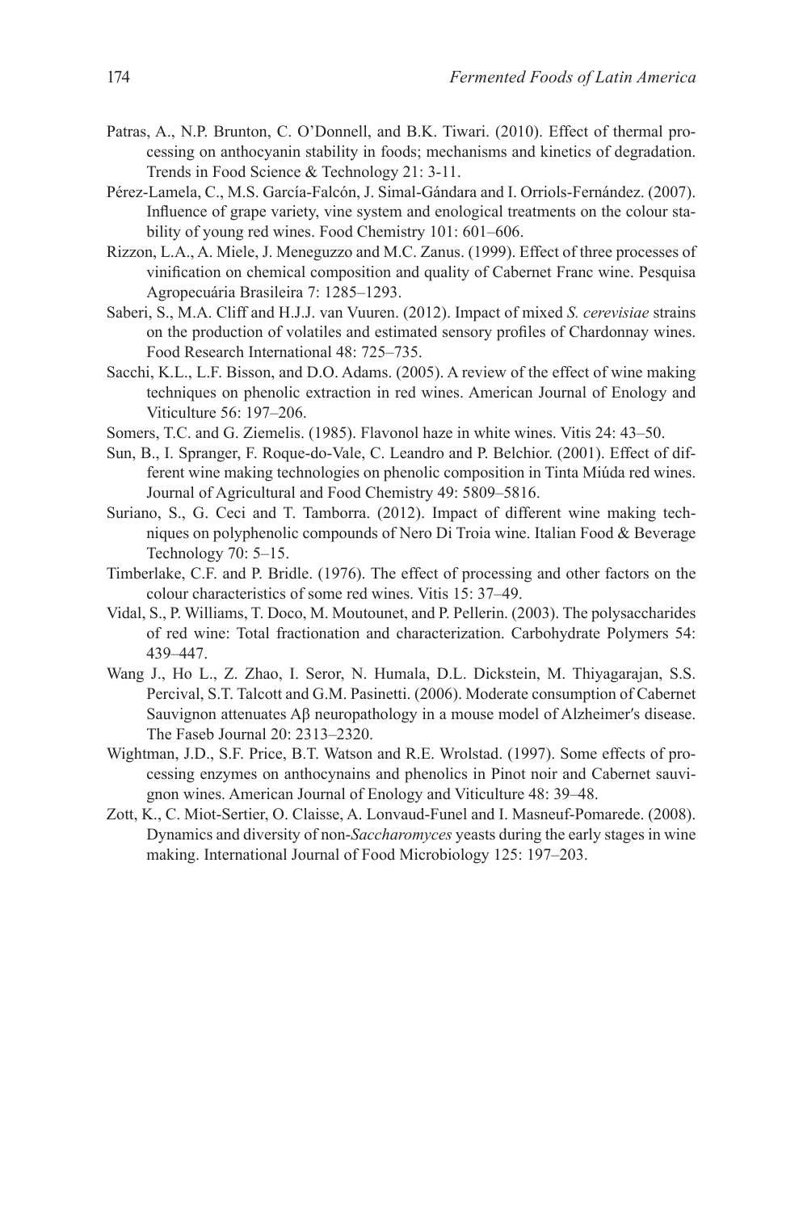Patras, A., N.P. Brunton, C. O'Donnell, and B.K. Tiwari. (2010). Effect of thermal processing on anthocyanin stability in foods; mechanisms and kinetics of degradation. Trends in Food Science & Technology 21: 3-11.

Pérez-Lamela, C., M.S. García-Falcón, J. Simal-Gándara and I. Orriols-Fernández. (2007). Influence of grape variety, vine system and enological treatments on the colour stability of young red wines. Food Chemistry 101: 601–606.

Rizzon, L.A., A. Miele, J. Meneguzzo and M.C. Zanus. (1999). Effect of three processes of vinification on chemical composition and quality of Cabernet Franc wine. Pesquisa Agropecuária Brasileira 7: 1285–1293.

Saberi, S., M.A. Cliff and H.J.J. van Vuuren. (2012). Impact of mixed *S. cerevisiae* strains on the production of volatiles and estimated sensory profiles of Chardonnay wines. Food Research International 48: 725–735.

Sacchi, K.L., L.F. Bisson, and D.O. Adams. (2005). A review of the effect of wine making techniques on phenolic extraction in red wines. American Journal of Enology and Viticulture 56: 197–206.

Somers, T.C. and G. Ziemelis. (1985). Flavonol haze in white wines. Vitis 24: 43–50.

Sun, B., I. Spranger, F. Roque-do-Vale, C. Leandro and P. Belchior. (2001). Effect of different wine making technologies on phenolic composition in Tinta Miúda red wines. Journal of Agricultural and Food Chemistry 49: 5809–5816.

Suriano, S., G. Ceci and T. Tamborra. (2012). Impact of different wine making techniques on polyphenolic compounds of Nero Di Troia wine. Italian Food & Beverage Technology 70: 5–15.

Timberlake, C.F. and P. Bridle. (1976). The effect of processing and other factors on the colour characteristics of some red wines. Vitis 15: 37–49.

Vidal, S., P. Williams, T. Doco, M. Moutounet, and P. Pellerin. (2003). The polysaccharides of red wine: Total fractionation and characterization. Carbohydrate Polymers 54: 439–447.

Wang J., Ho L., Z. Zhao, I. Seror, N. Humala, D.L. Dickstein, M. Thiyagarajan, S.S. Percival, S.T. Talcott and G.M. Pasinetti. (2006). Moderate consumption of Cabernet Sauvignon attenuates Aβ neuropathology in a mouse model of Alzheimer's disease. The Faseb Journal 20: 2313–2320.

Wightman, J.D., S.F. Price, B.T. Watson and R.E. Wrolstad. (1997). Some effects of processing enzymes on anthocynains and phenolics in Pinot noir and Cabernet sauvignon wines. American Journal of Enology and Viticulture 48: 39–48.

Zott, K., C. Miot-Sertier, O. Claisse, A. Lonvaud-Funel and I. Masneuf-Pomarede. (2008). Dynamics and diversity of non-*Saccharomyces* yeasts during the early stages in wine making. International Journal of Food Microbiology 125: 197–203.